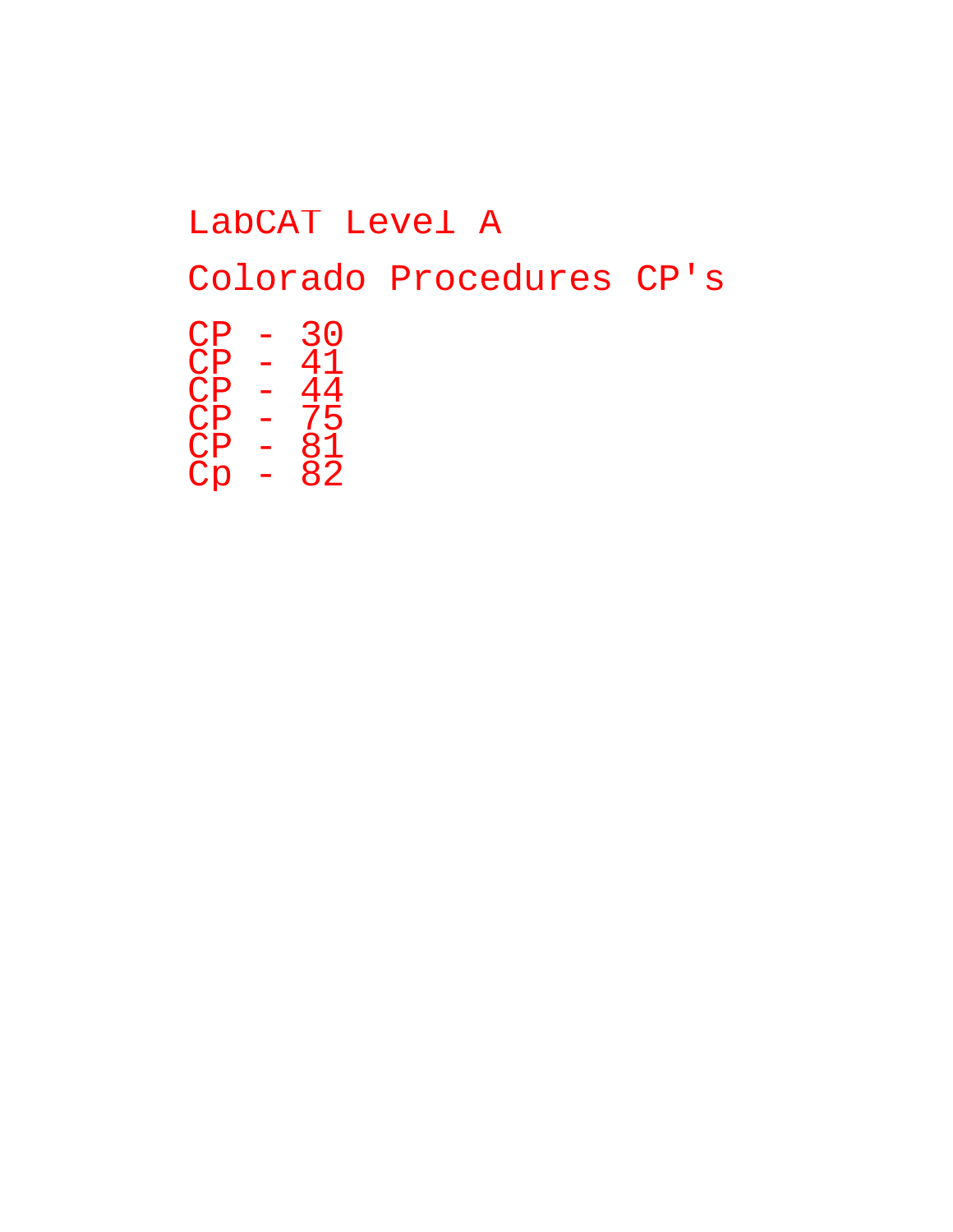LabCAT Level A

Colorado Procedures CP's

CP - 30
CP - 41
CP - 44
CP - 75
CP - 81
Cp - 82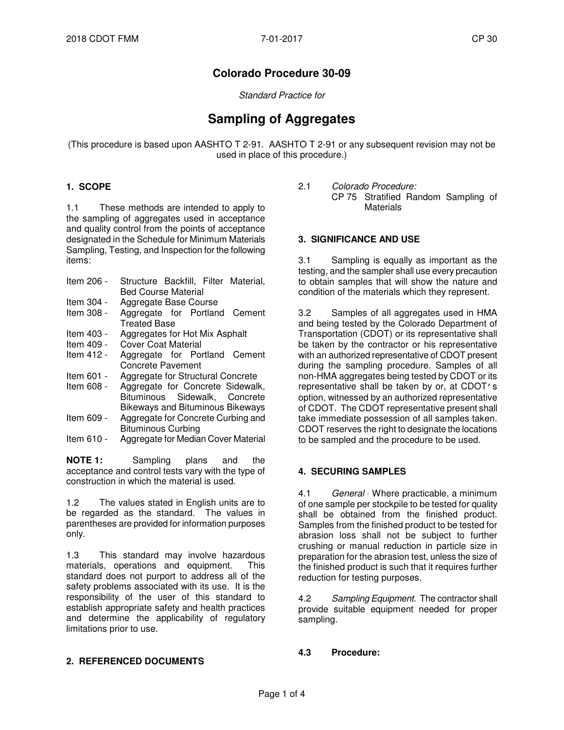# Colorado Procedure 30-09

*Standard Practice for*

# Sampling of Aggregates

(This procedure is based upon AASHTO T 2-91. AASHTO T 2-91 or any subsequent revision may not be used in place of this procedure.)

## 1. SCOPE

1.1 These methods are intended to apply to the sampling of aggregates used in acceptance and quality control from the points of acceptance designated in the Schedule for Minimum Materials Sampling, Testing, and Inspection for the following items:

| | |
|---|---|
| Item 206 - | Structure Backfill, Filter Material, Bed Course Material |
| Item 304 - | Aggregate Base Course |
| Item 308 - | Aggregate for Portland Cement Treated Base |
| Item 403 - | Aggregates for Hot Mix Asphalt |
| Item 409 - | Cover Coat Material |
| Item 412 - | Aggregate for Portland Cement Concrete Pavement |
| Item 601 - | Aggregate for Structural Concrete |
| Item 608 - | Aggregate for Concrete Sidewalk, Bituminous Sidewalk, Concrete Bikeways and Bituminous Bikeways |
| Item 609 - | Aggregate for Concrete Curbing and Bituminous Curbing |
| Item 610 - | Aggregate for Median Cover Material |

**NOTE 1:** Sampling plans and the acceptance and control tests vary with the type of construction in which the material is used.

1.2 The values stated in English units are to be regarded as the standard. The values in parentheses are provided for information purposes only.

1.3 This standard may involve hazardous materials, operations and equipment. This standard does not purport to address all of the safety problems associated with its use. It is the responsibility of the user of this standard to establish appropriate safety and health practices and determine the applicability of regulatory limitations prior to use.

## 2. REFERENCED DOCUMENTS

2.1 *Colorado Procedure:*
CP 75 Stratified Random Sampling of Materials

## 3. SIGNIFICANCE AND USE

3.1 Sampling is equally as important as the testing, and the sampler shall use every precaution to obtain samples that will show the nature and condition of the materials which they represent.

3.2 Samples of all aggregates used in HMA and being tested by the Colorado Department of Transportation (CDOT) or its representative shall be taken by the contractor or his representative with an authorized representative of CDOT present during the sampling procedure. Samples of all non-HMA aggregates being tested by CDOT or its representative shall be taken by or, at CDOT's option, witnessed by an authorized representative of CDOT. The CDOT representative present shall take immediate possession of all samples taken. CDOT reserves the right to designate the locations to be sampled and the procedure to be used.

## 4. SECURING SAMPLES

4.1 *General* · Where practicable, a minimum of one sample per stockpile to be tested for quality shall be obtained from the finished product. Samples from the finished product to be tested for abrasion loss shall not be subject to further crushing or manual reduction in particle size in preparation for the abrasion test, unless the size of the finished product is such that it requires further reduction for testing purposes.

4.2 *Sampling Equipment*. The contractor shall provide suitable equipment needed for proper sampling.

**4.3 Procedure:**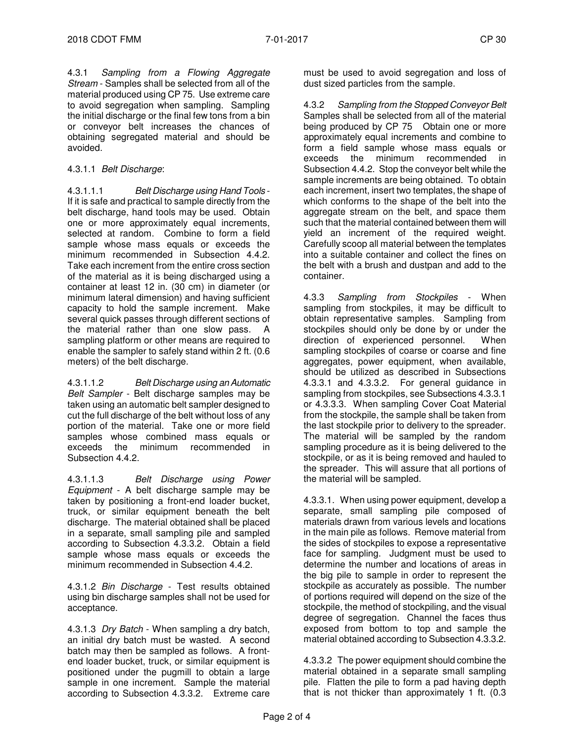4.3.1 *Sampling from a Flowing Aggregate Stream* - Samples shall be selected from all of the material produced using CP 75. Use extreme care to avoid segregation when sampling. Sampling the initial discharge or the final few tons from a bin or conveyor belt increases the chances of obtaining segregated material and should be avoided.

4.3.1.1 *Belt Discharge*:

4.3.1.1.1 *Belt Discharge using Hand Tools* - If it is safe and practical to sample directly from the belt discharge, hand tools may be used. Obtain one or more approximately equal increments, selected at random. Combine to form a field sample whose mass equals or exceeds the minimum recommended in Subsection 4.4.2. Take each increment from the entire cross section of the material as it is being discharged using a container at least 12 in. (30 cm) in diameter (or minimum lateral dimension) and having sufficient capacity to hold the sample increment. Make several quick passes through different sections of the material rather than one slow pass. A sampling platform or other means are required to enable the sampler to safely stand within 2 ft. (0.6 meters) of the belt discharge.

4.3.1.1.2 *Belt Discharge using an Automatic Belt Sampler* - Belt discharge samples may be taken using an automatic belt sampler designed to cut the full discharge of the belt without loss of any portion of the material. Take one or more field samples whose combined mass equals or exceeds the minimum recommended in Subsection 4.4.2.

4.3.1.1.3 *Belt Discharge using Power Equipment* - A belt discharge sample may be taken by positioning a front-end loader bucket, truck, or similar equipment beneath the belt discharge. The material obtained shall be placed in a separate, small sampling pile and sampled according to Subsection 4.3.3.2. Obtain a field sample whose mass equals or exceeds the minimum recommended in Subsection 4.4.2.

4.3.1.2 *Bin Discharge* - Test results obtained using bin discharge samples shall not be used for acceptance.

4.3.1.3 *Dry Batch* - When sampling a dry batch, an initial dry batch must be wasted. A second batch may then be sampled as follows. A front-end loader bucket, truck, or similar equipment is positioned under the pugmill to obtain a large sample in one increment. Sample the material according to Subsection 4.3.3.2. Extreme care must be used to avoid segregation and loss of dust sized particles from the sample.

4.3.2 *Sampling from the Stopped Conveyor Belt* Samples shall be selected from all of the material being produced by CP 75 Obtain one or more approximately equal increments and combine to form a field sample whose mass equals or exceeds the minimum recommended in Subsection 4.4.2. Stop the conveyor belt while the sample increments are being obtained. To obtain each increment, insert two templates, the shape of which conforms to the shape of the belt into the aggregate stream on the belt, and space them such that the material contained between them will yield an increment of the required weight. Carefully scoop all material between the templates into a suitable container and collect the fines on the belt with a brush and dustpan and add to the container.

4.3.3 *Sampling from Stockpiles* - When sampling from stockpiles, it may be difficult to obtain representative samples. Sampling from stockpiles should only be done by or under the direction of experienced personnel. When sampling stockpiles of coarse or coarse and fine aggregates, power equipment, when available, should be utilized as described in Subsections 4.3.3.1 and 4.3.3.2. For general guidance in sampling from stockpiles, see Subsections 4.3.3.1 or 4.3.3.3. When sampling Cover Coat Material from the stockpile, the sample shall be taken from the last stockpile prior to delivery to the spreader. The material will be sampled by the random sampling procedure as it is being delivered to the stockpile, or as it is being removed and hauled to the spreader. This will assure that all portions of the material will be sampled.

4.3.3.1. When using power equipment, develop a separate, small sampling pile composed of materials drawn from various levels and locations in the main pile as follows. Remove material from the sides of stockpiles to expose a representative face for sampling. Judgment must be used to determine the number and locations of areas in the big pile to sample in order to represent the stockpile as accurately as possible. The number of portions required will depend on the size of the stockpile, the method of stockpiling, and the visual degree of segregation. Channel the faces thus exposed from bottom to top and sample the material obtained according to Subsection 4.3.3.2.

4.3.3.2 The power equipment should combine the material obtained in a separate small sampling pile. Flatten the pile to form a pad having depth that is not thicker than approximately 1 ft. (0.3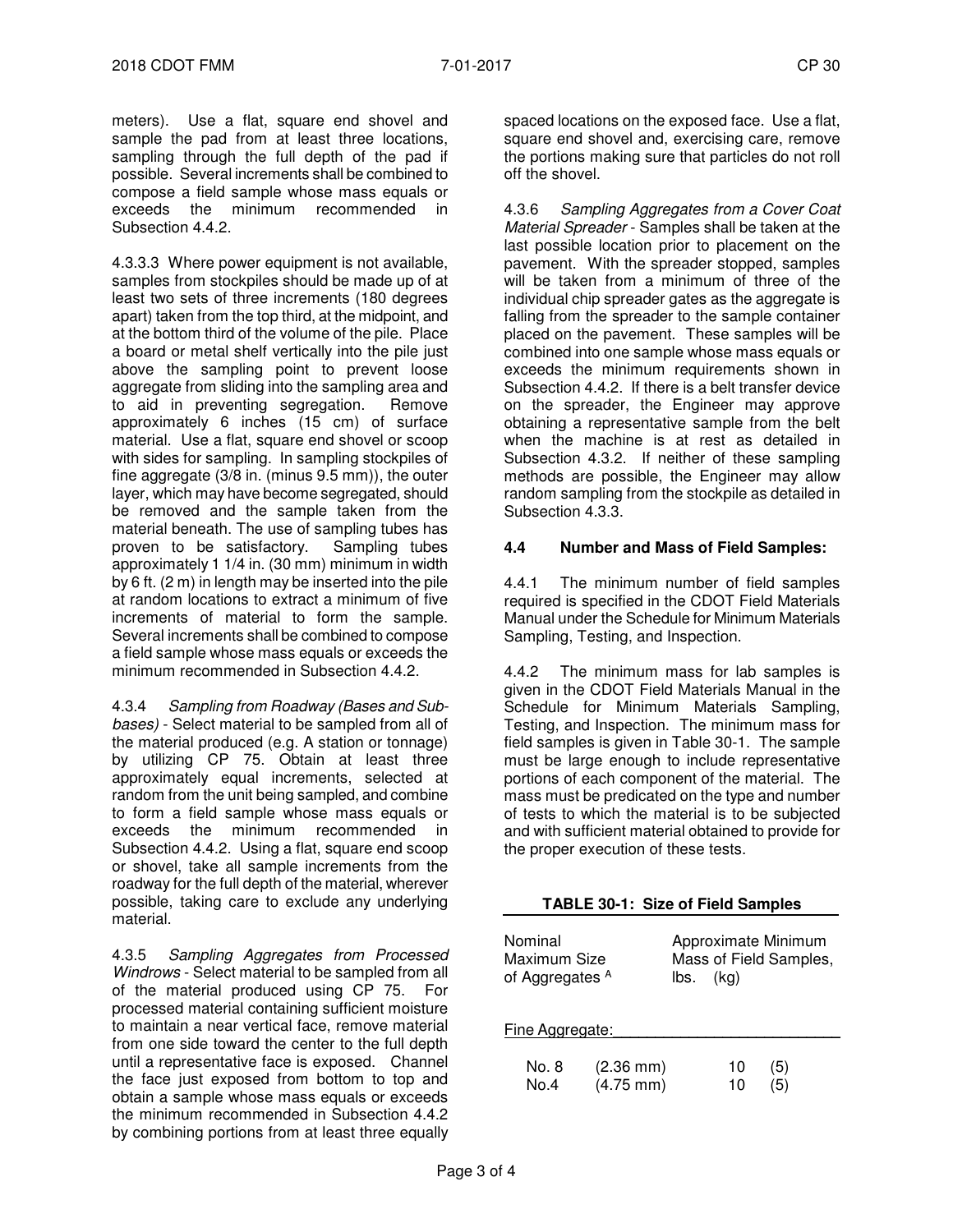meters). Use a flat, square end shovel and sample the pad from at least three locations, sampling through the full depth of the pad if possible. Several increments shall be combined to compose a field sample whose mass equals or exceeds the minimum recommended in Subsection 4.4.2.

4.3.3.3 Where power equipment is not available, samples from stockpiles should be made up of at least two sets of three increments (180 degrees apart) taken from the top third, at the midpoint, and at the bottom third of the volume of the pile. Place a board or metal shelf vertically into the pile just above the sampling point to prevent loose aggregate from sliding into the sampling area and to aid in preventing segregation. Remove approximately 6 inches (15 cm) of surface material. Use a flat, square end shovel or scoop with sides for sampling. In sampling stockpiles of fine aggregate (3/8 in. (minus 9.5 mm)), the outer layer, which may have become segregated, should be removed and the sample taken from the material beneath. The use of sampling tubes has proven to be satisfactory. Sampling tubes approximately 1 1/4 in. (30 mm) minimum in width by 6 ft. (2 m) in length may be inserted into the pile at random locations to extract a minimum of five increments of material to form the sample. Several increments shall be combined to compose a field sample whose mass equals or exceeds the minimum recommended in Subsection 4.4.2.

4.3.4 *Sampling from Roadway (Bases and Sub-bases)* - Select material to be sampled from all of the material produced (e.g. A station or tonnage) by utilizing CP 75. Obtain at least three approximately equal increments, selected at random from the unit being sampled, and combine to form a field sample whose mass equals or exceeds the minimum recommended in Subsection 4.4.2. Using a flat, square end scoop or shovel, take all sample increments from the roadway for the full depth of the material, wherever possible, taking care to exclude any underlying material.

4.3.5 *Sampling Aggregates from Processed Windrows* - Select material to be sampled from all of the material produced using CP 75. For processed material containing sufficient moisture to maintain a near vertical face, remove material from one side toward the center to the full depth until a representative face is exposed. Channel the face just exposed from bottom to top and obtain a sample whose mass equals or exceeds the minimum recommended in Subsection 4.4.2 by combining portions from at least three equally spaced locations on the exposed face. Use a flat, square end shovel and, exercising care, remove the portions making sure that particles do not roll off the shovel.

4.3.6 *Sampling Aggregates from a Cover Coat Material Spreader* - Samples shall be taken at the last possible location prior to placement on the pavement. With the spreader stopped, samples will be taken from a minimum of three of the individual chip spreader gates as the aggregate is falling from the spreader to the sample container placed on the pavement. These samples will be combined into one sample whose mass equals or exceeds the minimum requirements shown in Subsection 4.4.2. If there is a belt transfer device on the spreader, the Engineer may approve obtaining a representative sample from the belt when the machine is at rest as detailed in Subsection 4.3.2. If neither of these sampling methods are possible, the Engineer may allow random sampling from the stockpile as detailed in Subsection 4.3.3.

### 4.4 Number and Mass of Field Samples:

4.4.1 The minimum number of field samples required is specified in the CDOT Field Materials Manual under the Schedule for Minimum Materials Sampling, Testing, and Inspection.

4.4.2 The minimum mass for lab samples is given in the CDOT Field Materials Manual in the Schedule for Minimum Materials Sampling, Testing, and Inspection. The minimum mass for field samples is given in Table 30-1. The sample must be large enough to include representative portions of each component of the material. The mass must be predicated on the type and number of tests to which the material is to be subjected and with sufficient material obtained to provide for the proper execution of these tests.

**TABLE 30-1: Size of Field Samples**

| Nominal Maximum Size of Aggregates [A] | | Approximate Minimum Mass of Field Samples, lbs. | (kg) |
|---|---|---|---|
| Fine Aggregate: | | | |
| No. 8 | (2.36 mm) | 10 | (5) |
| No.4 | (4.75 mm) | 10 | (5) |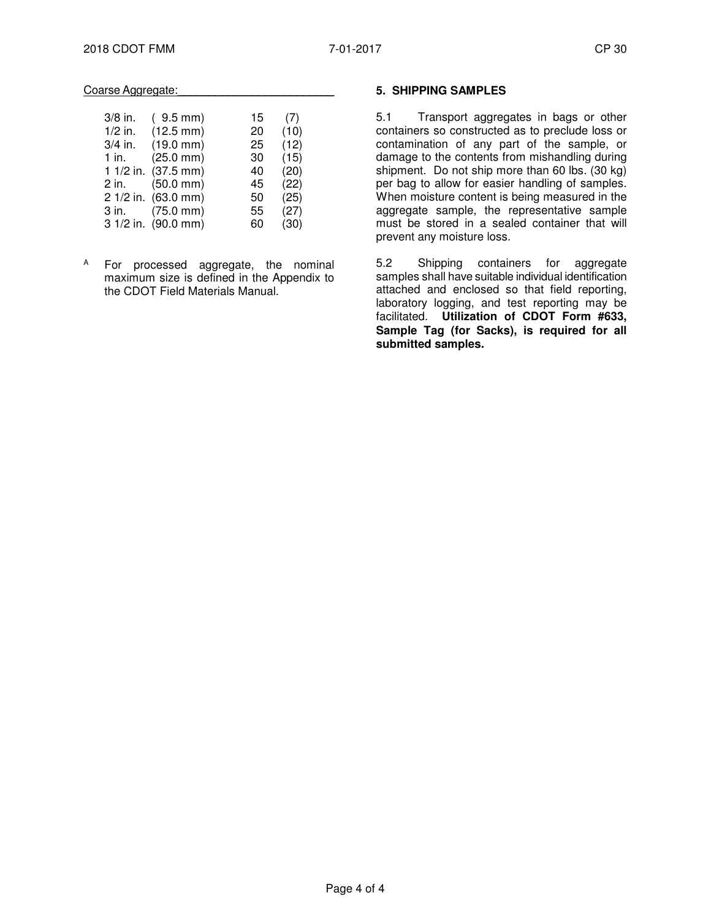Coarse Aggregate:

| | | | |
|---|---|---|---|
| 3/8 in. | (9.5 mm) | 15 | (7) |
| 1/2 in. | (12.5 mm) | 20 | (10) |
| 3/4 in. | (19.0 mm) | 25 | (12) |
| 1 in. | (25.0 mm) | 30 | (15) |
| 1 1/2 in. | (37.5 mm) | 40 | (20) |
| 2 in. | (50.0 mm) | 45 | (22) |
| 2 1/2 in. | (63.0 mm) | 50 | (25) |
| 3 in. | (75.0 mm) | 55 | (27) |
| 3 1/2 in. | (90.0 mm) | 60 | (30) |

[A] For processed aggregate, the nominal maximum size is defined in the Appendix to the CDOT Field Materials Manual.

## 5. SHIPPING SAMPLES

5.1 Transport aggregates in bags or other containers so constructed as to preclude loss or contamination of any part of the sample, or damage to the contents from mishandling during shipment. Do not ship more than 60 lbs. (30 kg) per bag to allow for easier handling of samples. When moisture content is being measured in the aggregate sample, the representative sample must be stored in a sealed container that will prevent any moisture loss.

5.2 Shipping containers for aggregate samples shall have suitable individual identification attached and enclosed so that field reporting, laboratory logging, and test reporting may be facilitated. **Utilization of CDOT Form #633, Sample Tag (for Sacks), is required for all submitted samples.**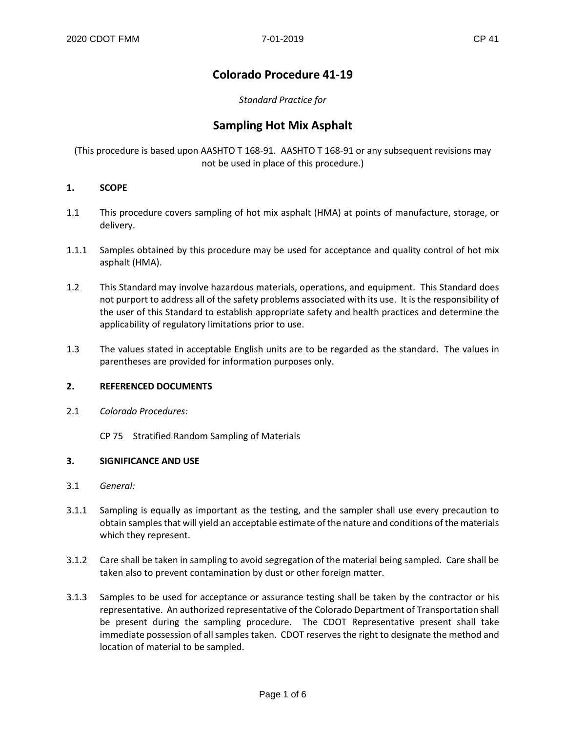# Colorado Procedure 41-19

*Standard Practice for*

# Sampling Hot Mix Asphalt

(This procedure is based upon AASHTO T 168-91. AASHTO T 168-91 or any subsequent revisions may not be used in place of this procedure.)

## 1. SCOPE

1.1 This procedure covers sampling of hot mix asphalt (HMA) at points of manufacture, storage, or delivery.

1.1.1 Samples obtained by this procedure may be used for acceptance and quality control of hot mix asphalt (HMA).

1.2 This Standard may involve hazardous materials, operations, and equipment. This Standard does not purport to address all of the safety problems associated with its use. It is the responsibility of the user of this Standard to establish appropriate safety and health practices and determine the applicability of regulatory limitations prior to use.

1.3 The values stated in acceptable English units are to be regarded as the standard. The values in parentheses are provided for information purposes only.

## 2. REFERENCED DOCUMENTS

2.1 *Colorado Procedures:*

CP 75 Stratified Random Sampling of Materials

## 3. SIGNIFICANCE AND USE

3.1 *General:*

3.1.1 Sampling is equally as important as the testing, and the sampler shall use every precaution to obtain samples that will yield an acceptable estimate of the nature and conditions of the materials which they represent.

3.1.2 Care shall be taken in sampling to avoid segregation of the material being sampled. Care shall be taken also to prevent contamination by dust or other foreign matter.

3.1.3 Samples to be used for acceptance or assurance testing shall be taken by the contractor or his representative. An authorized representative of the Colorado Department of Transportation shall be present during the sampling procedure. The CDOT Representative present shall take immediate possession of all samples taken. CDOT reserves the right to designate the method and location of material to be sampled.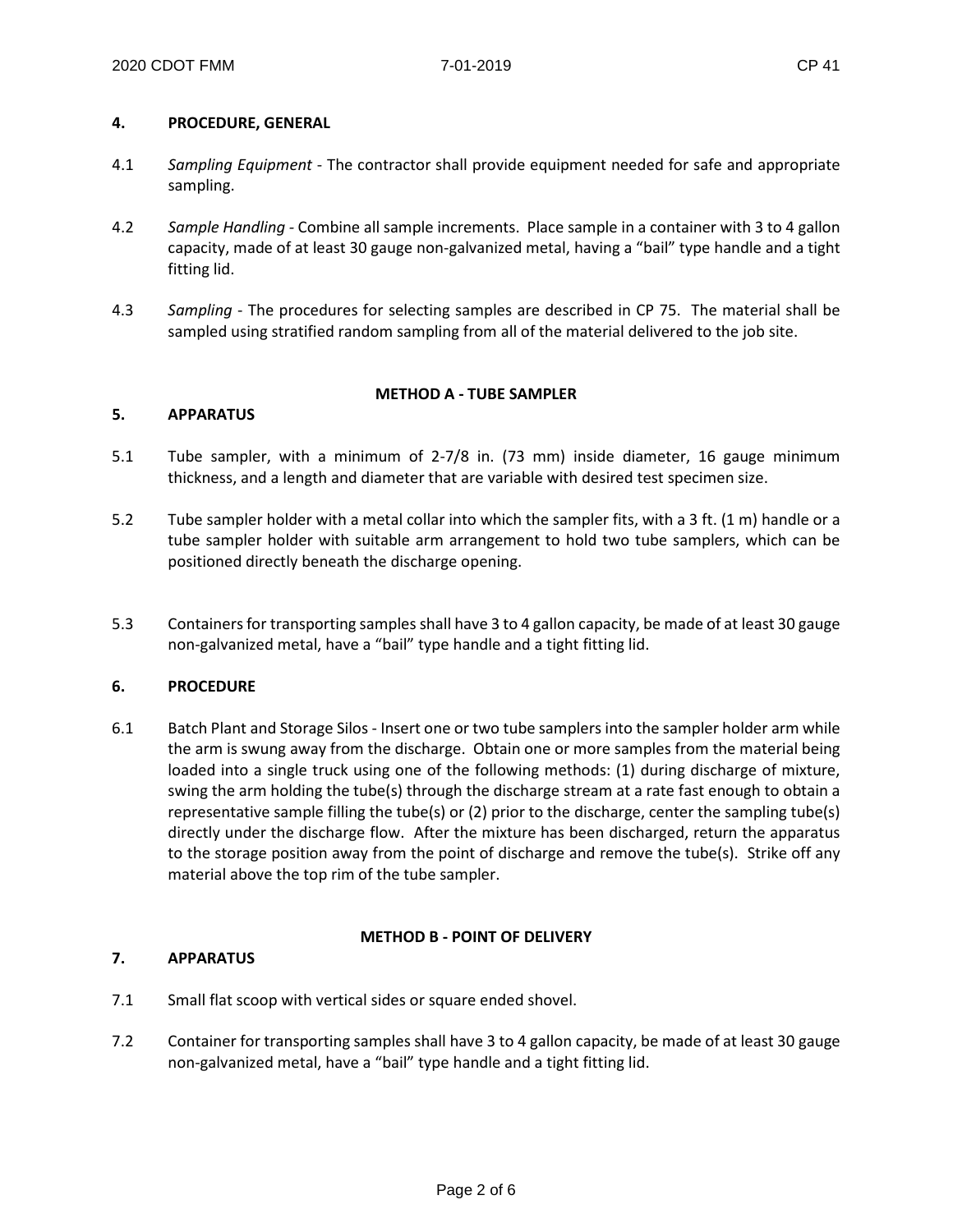## 4. PROCEDURE, GENERAL

4.1 *Sampling Equipment* - The contractor shall provide equipment needed for safe and appropriate sampling.

4.2 *Sample Handling* - Combine all sample increments. Place sample in a container with 3 to 4 gallon capacity, made of at least 30 gauge non-galvanized metal, having a "bail" type handle and a tight fitting lid.

4.3 *Sampling* - The procedures for selecting samples are described in CP 75. The material shall be sampled using stratified random sampling from all of the material delivered to the job site.

### METHOD A - TUBE SAMPLER

## 5. APPARATUS

5.1 Tube sampler, with a minimum of 2-7/8 in. (73 mm) inside diameter, 16 gauge minimum thickness, and a length and diameter that are variable with desired test specimen size.

5.2 Tube sampler holder with a metal collar into which the sampler fits, with a 3 ft. (1 m) handle or a tube sampler holder with suitable arm arrangement to hold two tube samplers, which can be positioned directly beneath the discharge opening.

5.3 Containers for transporting samples shall have 3 to 4 gallon capacity, be made of at least 30 gauge non-galvanized metal, have a "bail" type handle and a tight fitting lid.

## 6. PROCEDURE

6.1 Batch Plant and Storage Silos - Insert one or two tube samplers into the sampler holder arm while the arm is swung away from the discharge. Obtain one or more samples from the material being loaded into a single truck using one of the following methods: (1) during discharge of mixture, swing the arm holding the tube(s) through the discharge stream at a rate fast enough to obtain a representative sample filling the tube(s) or (2) prior to the discharge, center the sampling tube(s) directly under the discharge flow. After the mixture has been discharged, return the apparatus to the storage position away from the point of discharge and remove the tube(s). Strike off any material above the top rim of the tube sampler.

### METHOD B - POINT OF DELIVERY

## 7. APPARATUS

7.1 Small flat scoop with vertical sides or square ended shovel.

7.2 Container for transporting samples shall have 3 to 4 gallon capacity, be made of at least 30 gauge non-galvanized metal, have a "bail" type handle and a tight fitting lid.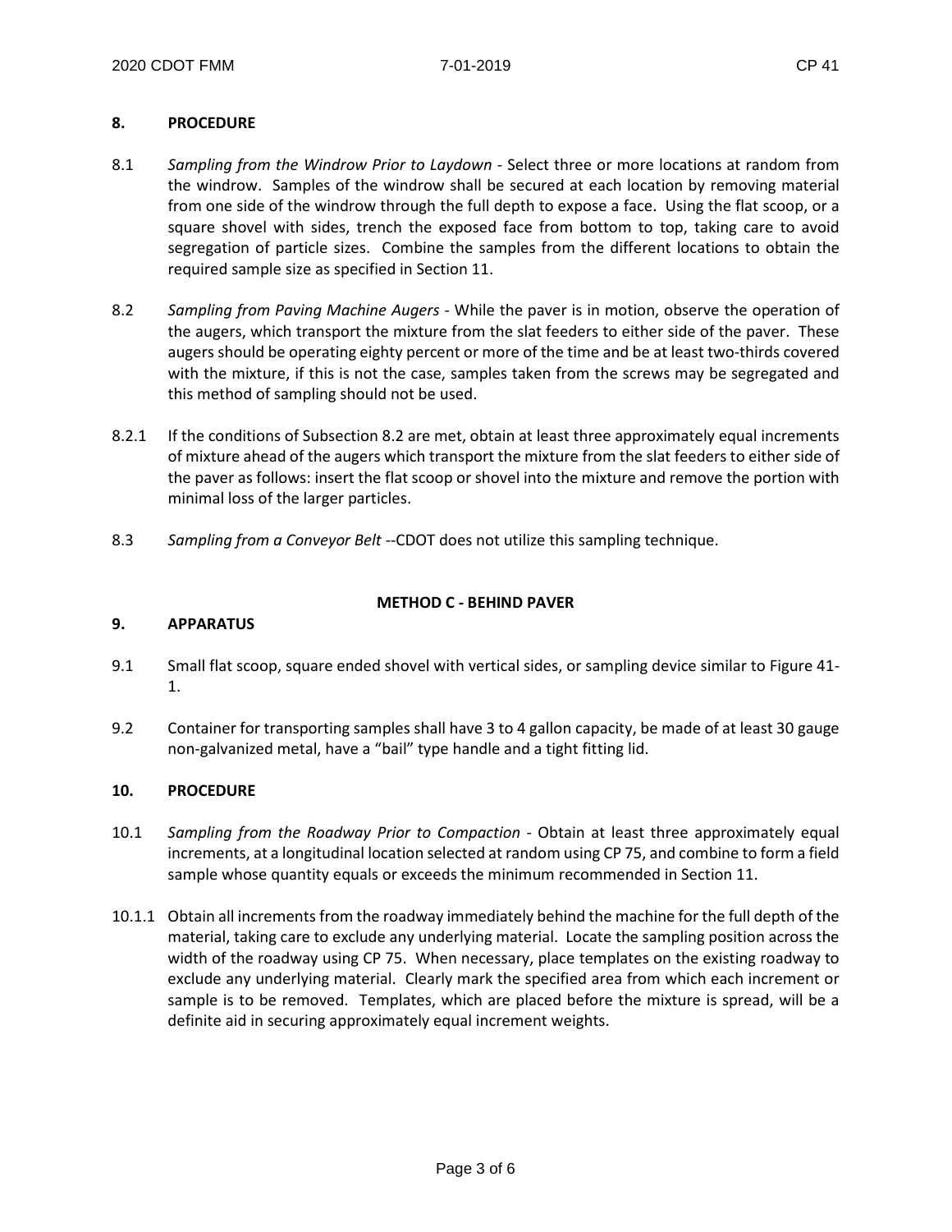## 8. PROCEDURE

8.1 *Sampling from the Windrow Prior to Laydown* - Select three or more locations at random from the windrow. Samples of the windrow shall be secured at each location by removing material from one side of the windrow through the full depth to expose a face. Using the flat scoop, or a square shovel with sides, trench the exposed face from bottom to top, taking care to avoid segregation of particle sizes. Combine the samples from the different locations to obtain the required sample size as specified in Section 11.

8.2 *Sampling from Paving Machine Augers* - While the paver is in motion, observe the operation of the augers, which transport the mixture from the slat feeders to either side of the paver. These augers should be operating eighty percent or more of the time and be at least two-thirds covered with the mixture, if this is not the case, samples taken from the screws may be segregated and this method of sampling should not be used.

8.2.1 If the conditions of Subsection 8.2 are met, obtain at least three approximately equal increments of mixture ahead of the augers which transport the mixture from the slat feeders to either side of the paver as follows: insert the flat scoop or shovel into the mixture and remove the portion with minimal loss of the larger particles.

8.3 *Sampling from a Conveyor Belt* --CDOT does not utilize this sampling technique.

# METHOD C - BEHIND PAVER

## 9. APPARATUS

9.1 Small flat scoop, square ended shovel with vertical sides, or sampling device similar to Figure 41-1.

9.2 Container for transporting samples shall have 3 to 4 gallon capacity, be made of at least 30 gauge non-galvanized metal, have a "bail" type handle and a tight fitting lid.

## 10. PROCEDURE

10.1 *Sampling from the Roadway Prior to Compaction* - Obtain at least three approximately equal increments, at a longitudinal location selected at random using CP 75, and combine to form a field sample whose quantity equals or exceeds the minimum recommended in Section 11.

10.1.1 Obtain all increments from the roadway immediately behind the machine for the full depth of the material, taking care to exclude any underlying material. Locate the sampling position across the width of the roadway using CP 75. When necessary, place templates on the existing roadway to exclude any underlying material. Clearly mark the specified area from which each increment or sample is to be removed. Templates, which are placed before the mixture is spread, will be a definite aid in securing approximately equal increment weights.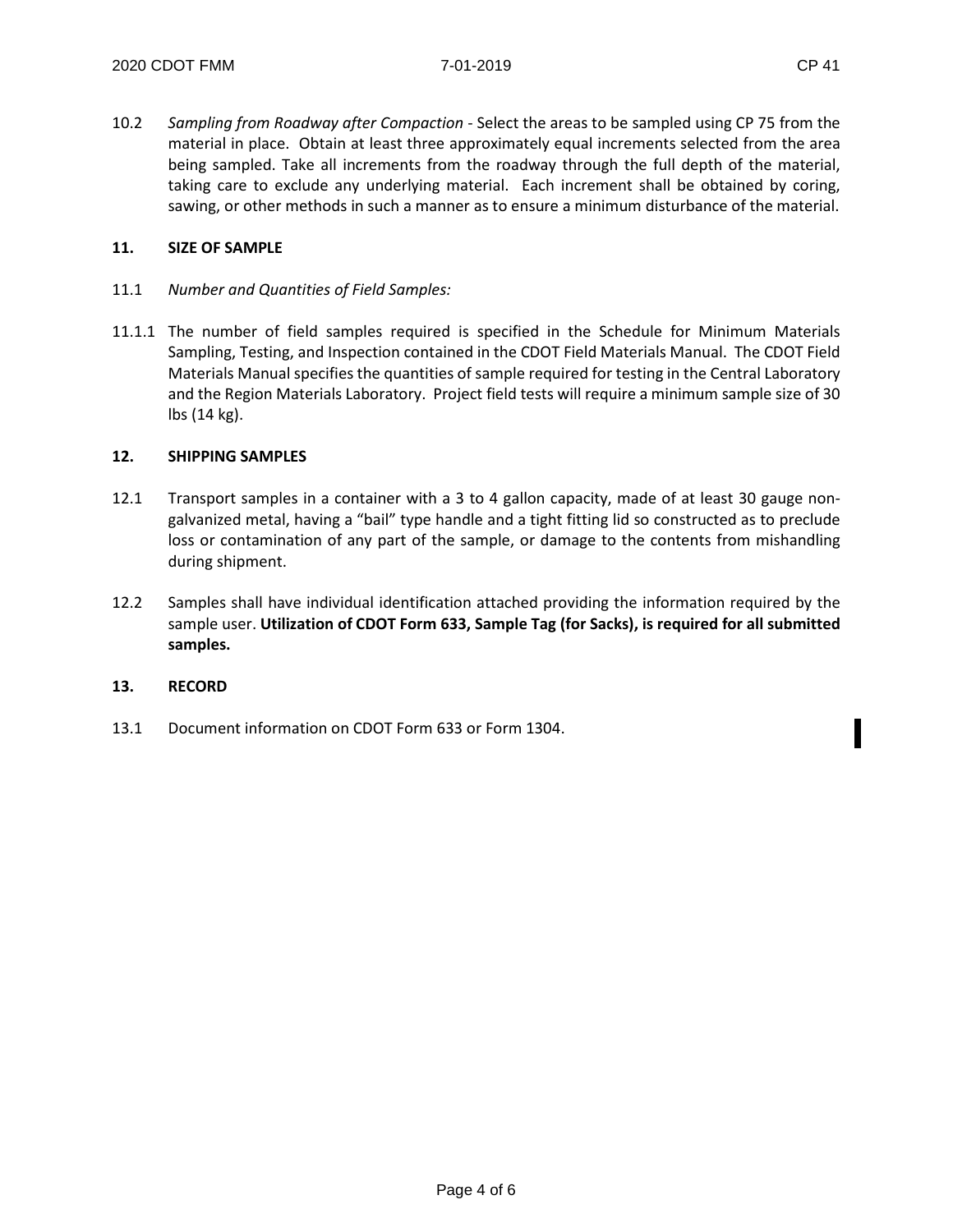10.2 *Sampling from Roadway after Compaction* - Select the areas to be sampled using CP 75 from the material in place. Obtain at least three approximately equal increments selected from the area being sampled. Take all increments from the roadway through the full depth of the material, taking care to exclude any underlying material. Each increment shall be obtained by coring, sawing, or other methods in such a manner as to ensure a minimum disturbance of the material.

## 11. SIZE OF SAMPLE

11.1 *Number and Quantities of Field Samples:*

11.1.1 The number of field samples required is specified in the Schedule for Minimum Materials Sampling, Testing, and Inspection contained in the CDOT Field Materials Manual. The CDOT Field Materials Manual specifies the quantities of sample required for testing in the Central Laboratory and the Region Materials Laboratory. Project field tests will require a minimum sample size of 30 lbs (14 kg).

## 12. SHIPPING SAMPLES

12.1 Transport samples in a container with a 3 to 4 gallon capacity, made of at least 30 gauge non-galvanized metal, having a "bail" type handle and a tight fitting lid so constructed as to preclude loss or contamination of any part of the sample, or damage to the contents from mishandling during shipment.

12.2 Samples shall have individual identification attached providing the information required by the sample user. **Utilization of CDOT Form 633, Sample Tag (for Sacks), is required for all submitted samples.**

## 13. RECORD

13.1 Document information on CDOT Form 633 or Form 1304.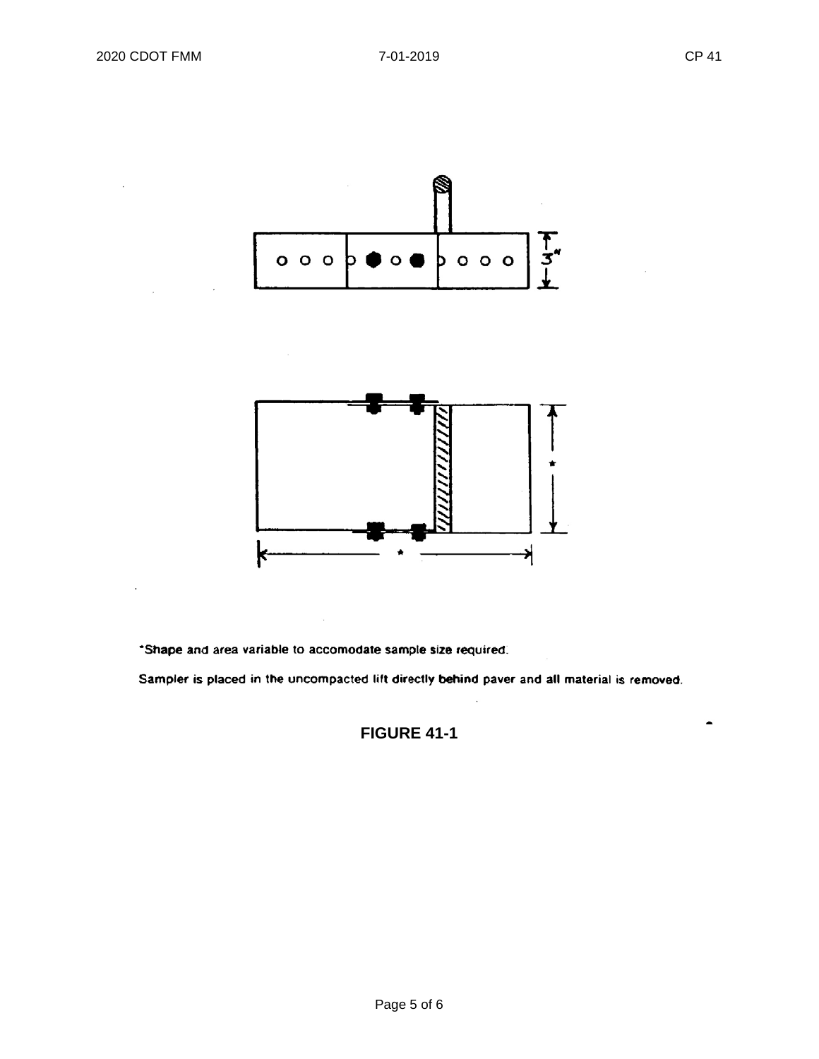*Shape and area variable to accomodate sample size required.

Sampler is placed in the uncompacted lift directly behind paver and all material is removed.

**FIGURE 41-1**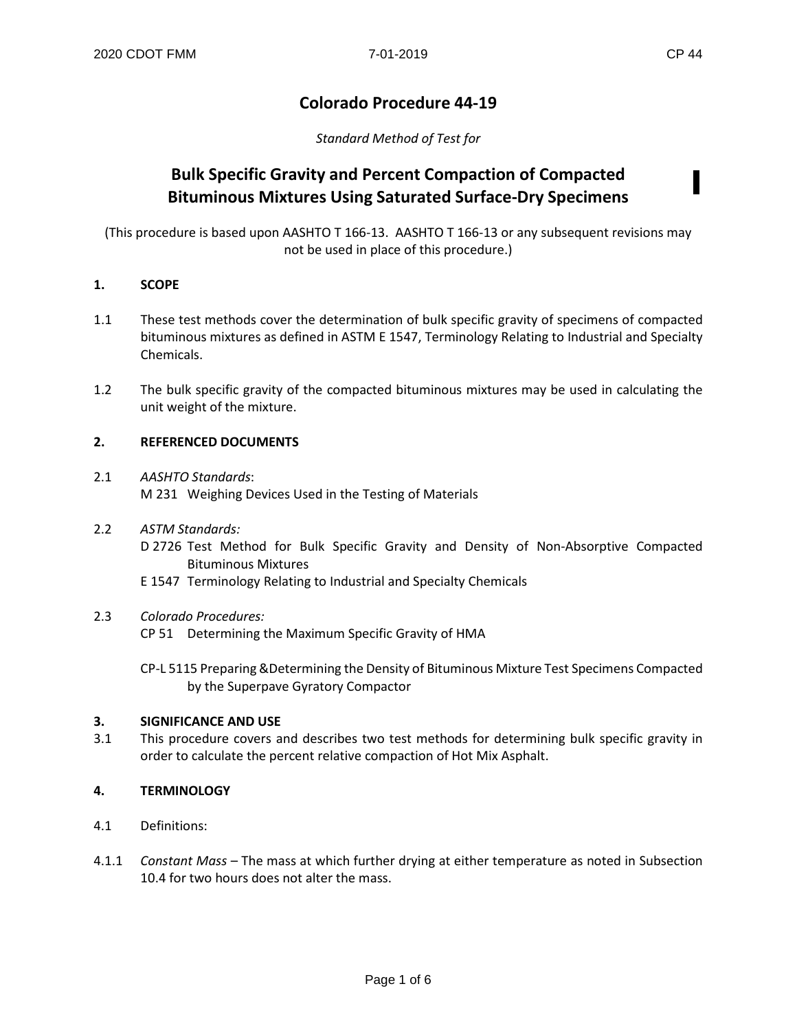# Colorado Procedure 44-19

*Standard Method of Test for*

## Bulk Specific Gravity and Percent Compaction of Compacted Bituminous Mixtures Using Saturated Surface-Dry Specimens

(This procedure is based upon AASHTO T 166-13. AASHTO T 166-13 or any subsequent revisions may not be used in place of this procedure.)

### 1. SCOPE

1.1 These test methods cover the determination of bulk specific gravity of specimens of compacted bituminous mixtures as defined in ASTM E 1547, Terminology Relating to Industrial and Specialty Chemicals.

1.2 The bulk specific gravity of the compacted bituminous mixtures may be used in calculating the unit weight of the mixture.

### 2. REFERENCED DOCUMENTS

2.1 *AASHTO Standards*:
M 231 Weighing Devices Used in the Testing of Materials

2.2 *ASTM Standards:*
D 2726 Test Method for Bulk Specific Gravity and Density of Non-Absorptive Compacted Bituminous Mixtures
E 1547 Terminology Relating to Industrial and Specialty Chemicals

2.3 *Colorado Procedures:*
CP 51 Determining the Maximum Specific Gravity of HMA

CP-L 5115 Preparing &Determining the Density of Bituminous Mixture Test Specimens Compacted by the Superpave Gyratory Compactor

### 3. SIGNIFICANCE AND USE

3.1 This procedure covers and describes two test methods for determining bulk specific gravity in order to calculate the percent relative compaction of Hot Mix Asphalt.

### 4. TERMINOLOGY

4.1 Definitions:

4.1.1 *Constant Mass* – The mass at which further drying at either temperature as noted in Subsection 10.4 for two hours does not alter the mass.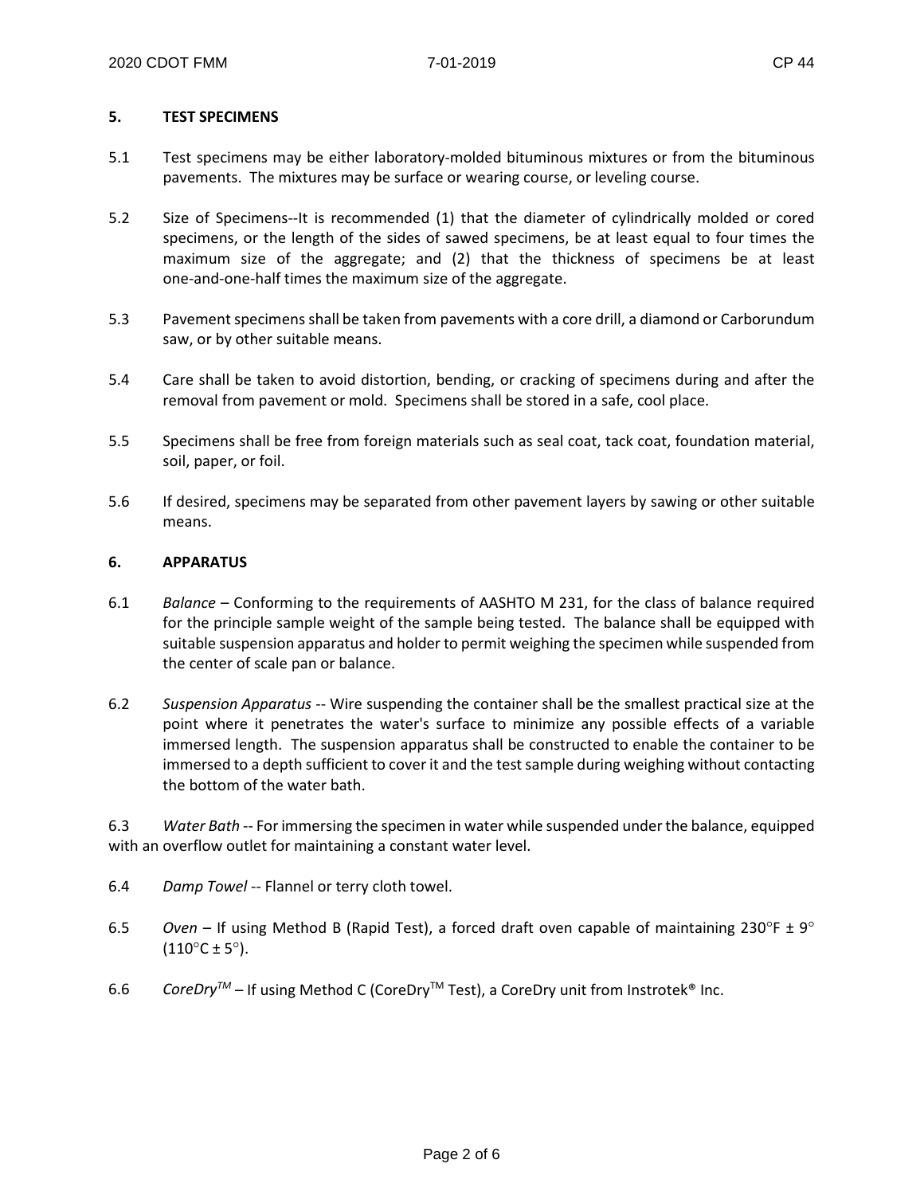## 5. TEST SPECIMENS

5.1 Test specimens may be either laboratory-molded bituminous mixtures or from the bituminous pavements. The mixtures may be surface or wearing course, or leveling course.

5.2 Size of Specimens--It is recommended (1) that the diameter of cylindrically molded or cored specimens, or the length of the sides of sawed specimens, be at least equal to four times the maximum size of the aggregate; and (2) that the thickness of specimens be at least one-and-one-half times the maximum size of the aggregate.

5.3 Pavement specimens shall be taken from pavements with a core drill, a diamond or Carborundum saw, or by other suitable means.

5.4 Care shall be taken to avoid distortion, bending, or cracking of specimens during and after the removal from pavement or mold. Specimens shall be stored in a safe, cool place.

5.5 Specimens shall be free from foreign materials such as seal coat, tack coat, foundation material, soil, paper, or foil.

5.6 If desired, specimens may be separated from other pavement layers by sawing or other suitable means.

## 6. APPARATUS

6.1 *Balance* – Conforming to the requirements of AASHTO M 231, for the class of balance required for the principle sample weight of the sample being tested. The balance shall be equipped with suitable suspension apparatus and holder to permit weighing the specimen while suspended from the center of scale pan or balance.

6.2 *Suspension Apparatus* -- Wire suspending the container shall be the smallest practical size at the point where it penetrates the water's surface to minimize any possible effects of a variable immersed length. The suspension apparatus shall be constructed to enable the container to be immersed to a depth sufficient to cover it and the test sample during weighing without contacting the bottom of the water bath.

6.3 *Water Bath* -- For immersing the specimen in water while suspended under the balance, equipped with an overflow outlet for maintaining a constant water level.

6.4 *Damp Towel* -- Flannel or terry cloth towel.

6.5 *Oven* – If using Method B (Rapid Test), a forced draft oven capable of maintaining 230°F ± 9° (110°C ± 5°).

6.6 *CoreDry™* – If using Method C (CoreDry™ Test), a CoreDry unit from Instrotek® Inc.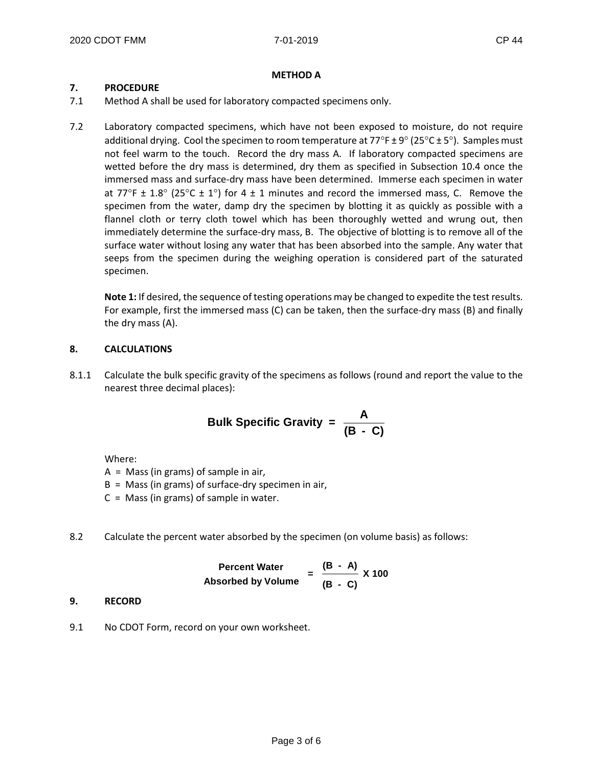**METHOD A**

## 7. PROCEDURE

7.1 Method A shall be used for laboratory compacted specimens only.

7.2 Laboratory compacted specimens, which have not been exposed to moisture, do not require additional drying. Cool the specimen to room temperature at 77°F ± 9° (25°C ± 5°). Samples must not feel warm to the touch. Record the dry mass A. If laboratory compacted specimens are wetted before the dry mass is determined, dry them as specified in Subsection 10.4 once the immersed mass and surface-dry mass have been determined. Immerse each specimen in water at 77°F ± 1.8° (25°C ± 1°) for 4 ± 1 minutes and record the immersed mass, C. Remove the specimen from the water, damp dry the specimen by blotting it as quickly as possible with a flannel cloth or terry cloth towel which has been thoroughly wetted and wrung out, then immediately determine the surface-dry mass, B. The objective of blotting is to remove all of the surface water without losing any water that has been absorbed into the sample. Any water that seeps from the specimen during the weighing operation is considered part of the saturated specimen.

**Note 1:** If desired, the sequence of testing operations may be changed to expedite the test results. For example, first the immersed mass (C) can be taken, then the surface-dry mass (B) and finally the dry mass (A).

## 8. CALCULATIONS

8.1.1 Calculate the bulk specific gravity of the specimens as follows (round and report the value to the nearest three decimal places):

$$\text{Bulk Specific Gravity} = \frac{A}{(B - C)}$$

Where:

A = Mass (in grams) of sample in air,
B = Mass (in grams) of surface-dry specimen in air,
C = Mass (in grams) of sample in water.

8.2 Calculate the percent water absorbed by the specimen (on volume basis) as follows:

$$\text{Percent Water Absorbed by Volume} = \frac{(B - A)}{(B - C)} \times 100$$

## 9. RECORD

9.1 No CDOT Form, record on your own worksheet.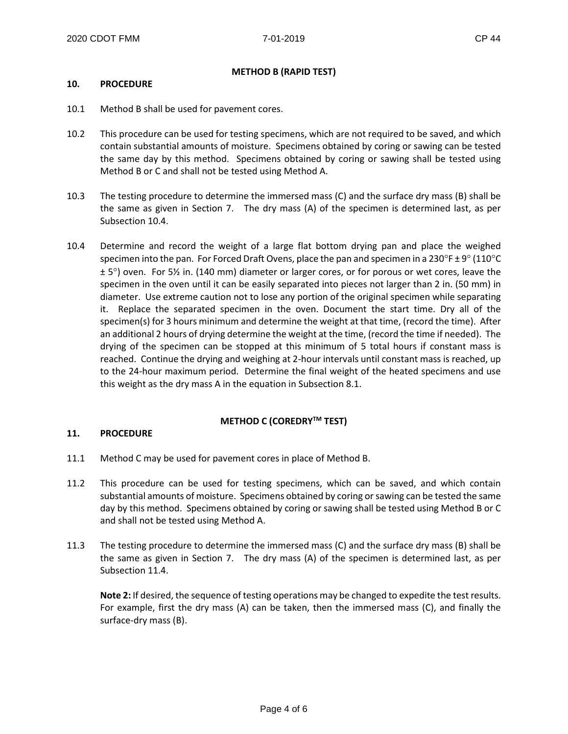## METHOD B (RAPID TEST)

### 10. PROCEDURE

10.1 Method B shall be used for pavement cores.

10.2 This procedure can be used for testing specimens, which are not required to be saved, and which contain substantial amounts of moisture. Specimens obtained by coring or sawing can be tested the same day by this method. Specimens obtained by coring or sawing shall be tested using Method B or C and shall not be tested using Method A.

10.3 The testing procedure to determine the immersed mass (C) and the surface dry mass (B) shall be the same as given in Section 7. The dry mass (A) of the specimen is determined last, as per Subsection 10.4.

10.4 Determine and record the weight of a large flat bottom drying pan and place the weighed specimen into the pan. For Forced Draft Ovens, place the pan and specimen in a 230°F ± 9° (110°C ± 5°) oven. For 5½ in. (140 mm) diameter or larger cores, or for porous or wet cores, leave the specimen in the oven until it can be easily separated into pieces not larger than 2 in. (50 mm) in diameter. Use extreme caution not to lose any portion of the original specimen while separating it. Replace the separated specimen in the oven. Document the start time. Dry all of the specimen(s) for 3 hours minimum and determine the weight at that time, (record the time). After an additional 2 hours of drying determine the weight at the time, (record the time if needed). The drying of the specimen can be stopped at this minimum of 5 total hours if constant mass is reached. Continue the drying and weighing at 2-hour intervals until constant mass is reached, up to the 24-hour maximum period. Determine the final weight of the heated specimens and use this weight as the dry mass A in the equation in Subsection 8.1.

## METHOD C (COREDRY™ TEST)

### 11. PROCEDURE

11.1 Method C may be used for pavement cores in place of Method B.

11.2 This procedure can be used for testing specimens, which can be saved, and which contain substantial amounts of moisture. Specimens obtained by coring or sawing can be tested the same day by this method. Specimens obtained by coring or sawing shall be tested using Method B or C and shall not be tested using Method A.

11.3 The testing procedure to determine the immersed mass (C) and the surface dry mass (B) shall be the same as given in Section 7. The dry mass (A) of the specimen is determined last, as per Subsection 11.4.

**Note 2:** If desired, the sequence of testing operations may be changed to expedite the test results. For example, first the dry mass (A) can be taken, then the immersed mass (C), and finally the surface-dry mass (B).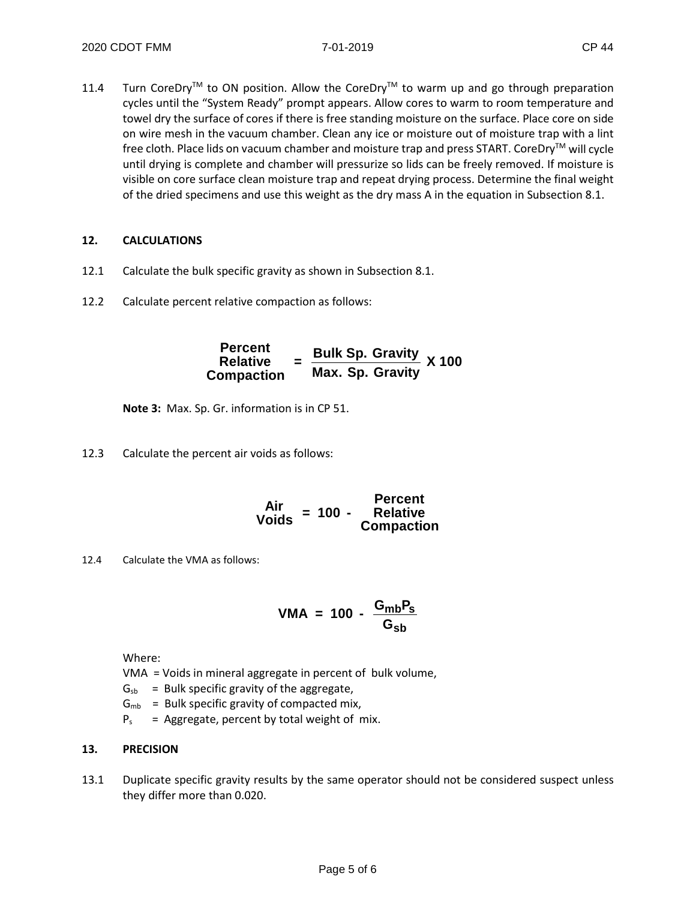11.4 Turn CoreDry™ to ON position. Allow the CoreDry™ to warm up and go through preparation cycles until the "System Ready" prompt appears. Allow cores to warm to room temperature and towel dry the surface of cores if there is free standing moisture on the surface. Place core on side on wire mesh in the vacuum chamber. Clean any ice or moisture out of moisture trap with a lint free cloth. Place lids on vacuum chamber and moisture trap and press START. CoreDry™ will cycle until drying is complete and chamber will pressurize so lids can be freely removed. If moisture is visible on core surface clean moisture trap and repeat drying process. Determine the final weight of the dried specimens and use this weight as the dry mass A in the equation in Subsection 8.1.

## 12. CALCULATIONS

12.1 Calculate the bulk specific gravity as shown in Subsection 8.1.

12.2 Calculate percent relative compaction as follows:

$$\text{Percent Relative Compaction} = \frac{\text{Bulk Sp. Gravity}}{\text{Max. Sp. Gravity}} \times 100$$

**Note 3:** Max. Sp. Gr. information is in CP 51.

12.3 Calculate the percent air voids as follows:

$$\text{Air Voids} = 100 - \text{Percent Relative Compaction}$$

12.4 Calculate the VMA as follows:

$$VMA = 100 - \frac{G_{mb}P_s}{G_{sb}}$$

Where:

VMA = Voids in mineral aggregate in percent of bulk volume,
$G_{sb}$ = Bulk specific gravity of the aggregate,
$G_{mb}$ = Bulk specific gravity of compacted mix,
$P_s$ = Aggregate, percent by total weight of mix.

## 13. PRECISION

13.1 Duplicate specific gravity results by the same operator should not be considered suspect unless they differ more than 0.020.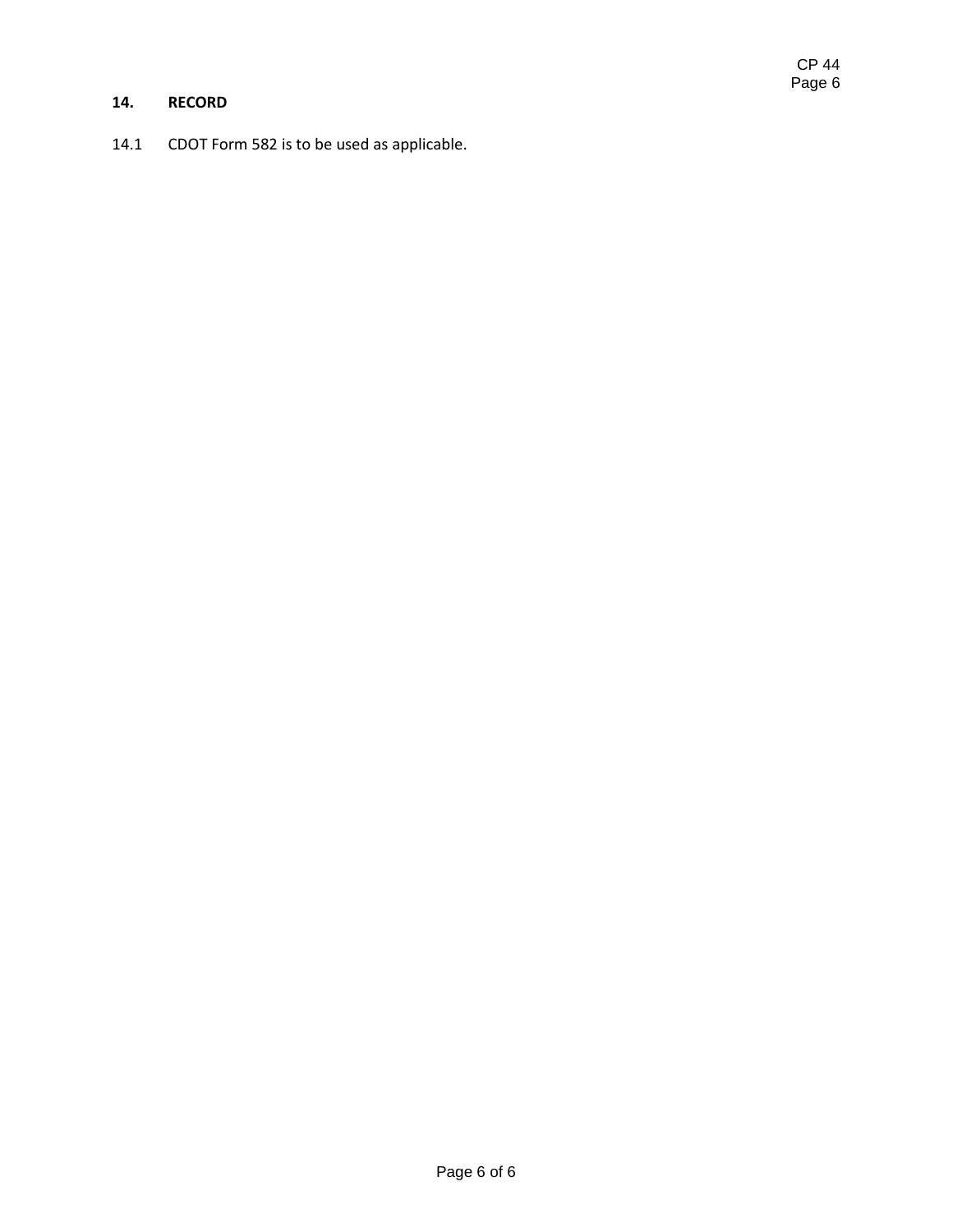## 14. RECORD

14.1 CDOT Form 582 is to be used as applicable.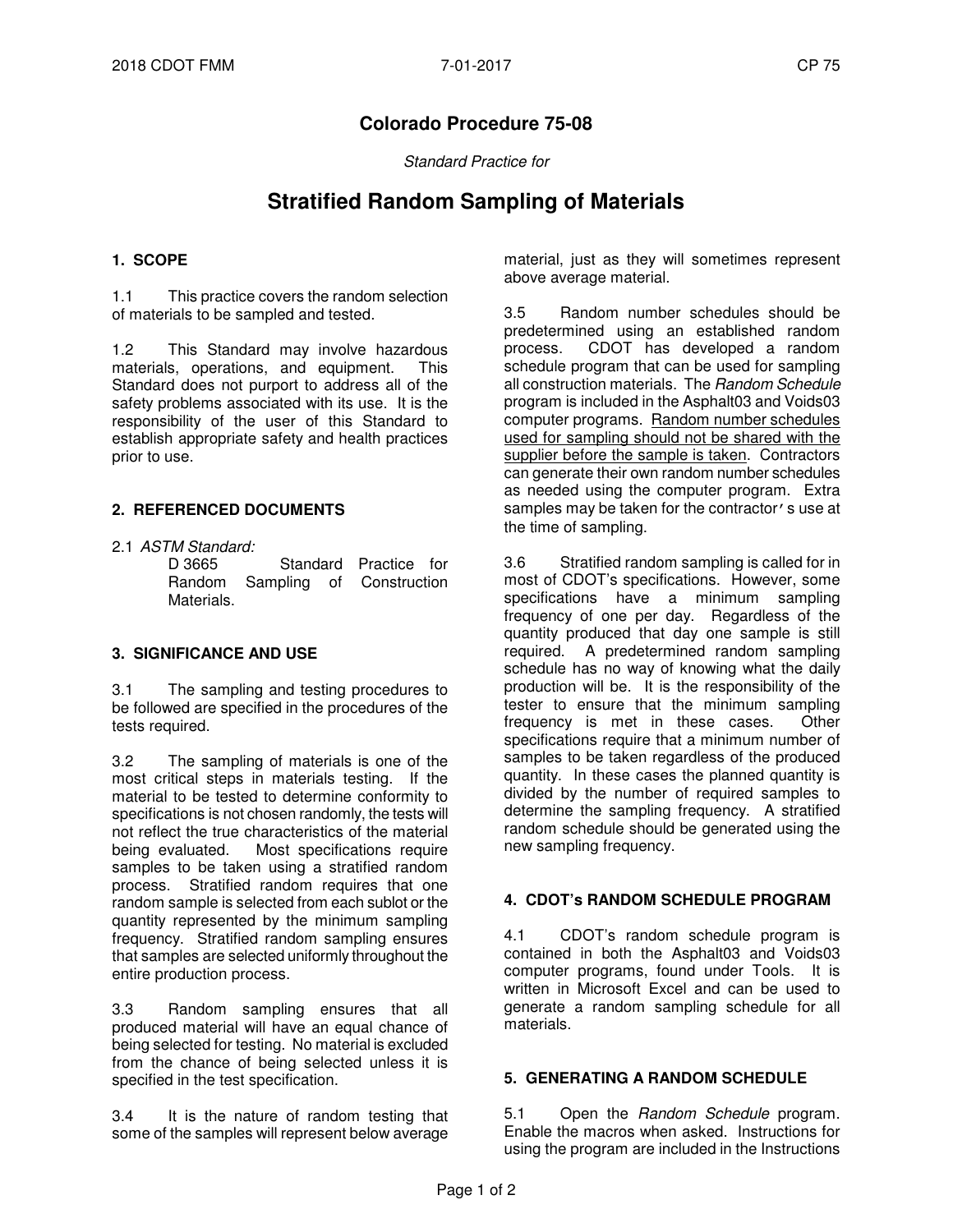# Colorado Procedure 75-08

*Standard Practice for*

# Stratified Random Sampling of Materials

## 1. SCOPE

1.1 This practice covers the random selection of materials to be sampled and tested.

1.2 This Standard may involve hazardous materials, operations, and equipment. This Standard does not purport to address all of the safety problems associated with its use. It is the responsibility of the user of this Standard to establish appropriate safety and health practices prior to use.

## 2. REFERENCED DOCUMENTS

2.1 *ASTM Standard:*

D 3665 Standard Practice for Random Sampling of Construction Materials.

## 3. SIGNIFICANCE AND USE

3.1 The sampling and testing procedures to be followed are specified in the procedures of the tests required.

3.2 The sampling of materials is one of the most critical steps in materials testing. If the material to be tested to determine conformity to specifications is not chosen randomly, the tests will not reflect the true characteristics of the material being evaluated. Most specifications require samples to be taken using a stratified random process. Stratified random requires that one random sample is selected from each sublot or the quantity represented by the minimum sampling frequency. Stratified random sampling ensures that samples are selected uniformly throughout the entire production process.

3.3 Random sampling ensures that all produced material will have an equal chance of being selected for testing. No material is excluded from the chance of being selected unless it is specified in the test specification.

3.4 It is the nature of random testing that some of the samples will represent below average material, just as they will sometimes represent above average material.

3.5 Random number schedules should be predetermined using an established random process. CDOT has developed a random schedule program that can be used for sampling all construction materials. The *Random Schedule* program is included in the Asphalt03 and Voids03 computer programs. Random number schedules used for sampling should not be shared with the supplier before the sample is taken. Contractors can generate their own random number schedules as needed using the computer program. Extra samples may be taken for the contractor's use at the time of sampling.

3.6 Stratified random sampling is called for in most of CDOT's specifications. However, some specifications have a minimum sampling frequency of one per day. Regardless of the quantity produced that day one sample is still required. A predetermined random sampling schedule has no way of knowing what the daily production will be. It is the responsibility of the tester to ensure that the minimum sampling frequency is met in these cases. Other specifications require that a minimum number of samples to be taken regardless of the produced quantity. In these cases the planned quantity is divided by the number of required samples to determine the sampling frequency. A stratified random schedule should be generated using the new sampling frequency.

## 4. CDOT's RANDOM SCHEDULE PROGRAM

4.1 CDOT's random schedule program is contained in both the Asphalt03 and Voids03 computer programs, found under Tools. It is written in Microsoft Excel and can be used to generate a random sampling schedule for all materials.

## 5. GENERATING A RANDOM SCHEDULE

5.1 Open the *Random Schedule* program. Enable the macros when asked. Instructions for using the program are included in the Instructions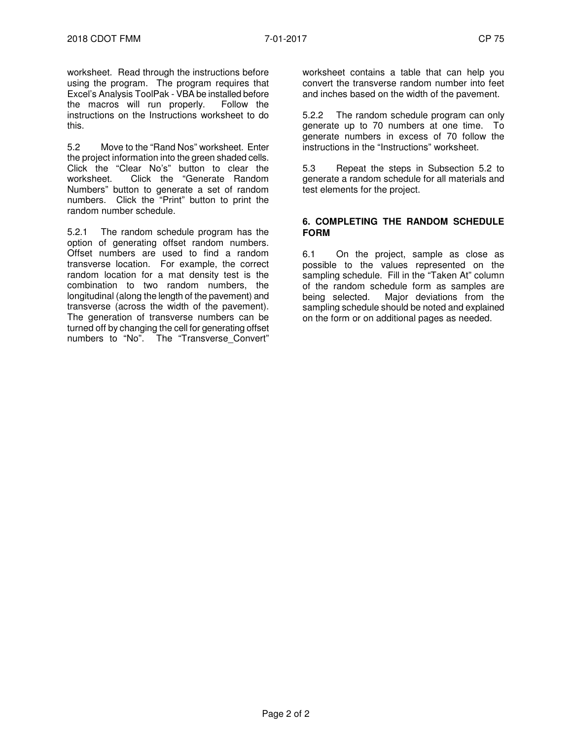worksheet. Read through the instructions before using the program. The program requires that Excel's Analysis ToolPak - VBA be installed before the macros will run properly. Follow the instructions on the Instructions worksheet to do this.

5.2 Move to the "Rand Nos" worksheet. Enter the project information into the green shaded cells. Click the "Clear No's" button to clear the worksheet. Click the "Generate Random Numbers" button to generate a set of random numbers. Click the "Print" button to print the random number schedule.

5.2.1 The random schedule program has the option of generating offset random numbers. Offset numbers are used to find a random transverse location. For example, the correct random location for a mat density test is the combination to two random numbers, the longitudinal (along the length of the pavement) and transverse (across the width of the pavement). The generation of transverse numbers can be turned off by changing the cell for generating offset numbers to "No". The "Transverse_Convert" worksheet contains a table that can help you convert the transverse random number into feet and inches based on the width of the pavement.

5.2.2 The random schedule program can only generate up to 70 numbers at one time. To generate numbers in excess of 70 follow the instructions in the "Instructions" worksheet.

5.3 Repeat the steps in Subsection 5.2 to generate a random schedule for all materials and test elements for the project.

## 6. COMPLETING THE RANDOM SCHEDULE FORM

6.1 On the project, sample as close as possible to the values represented on the sampling schedule. Fill in the "Taken At" column of the random schedule form as samples are being selected. Major deviations from the sampling schedule should be noted and explained on the form or on additional pages as needed.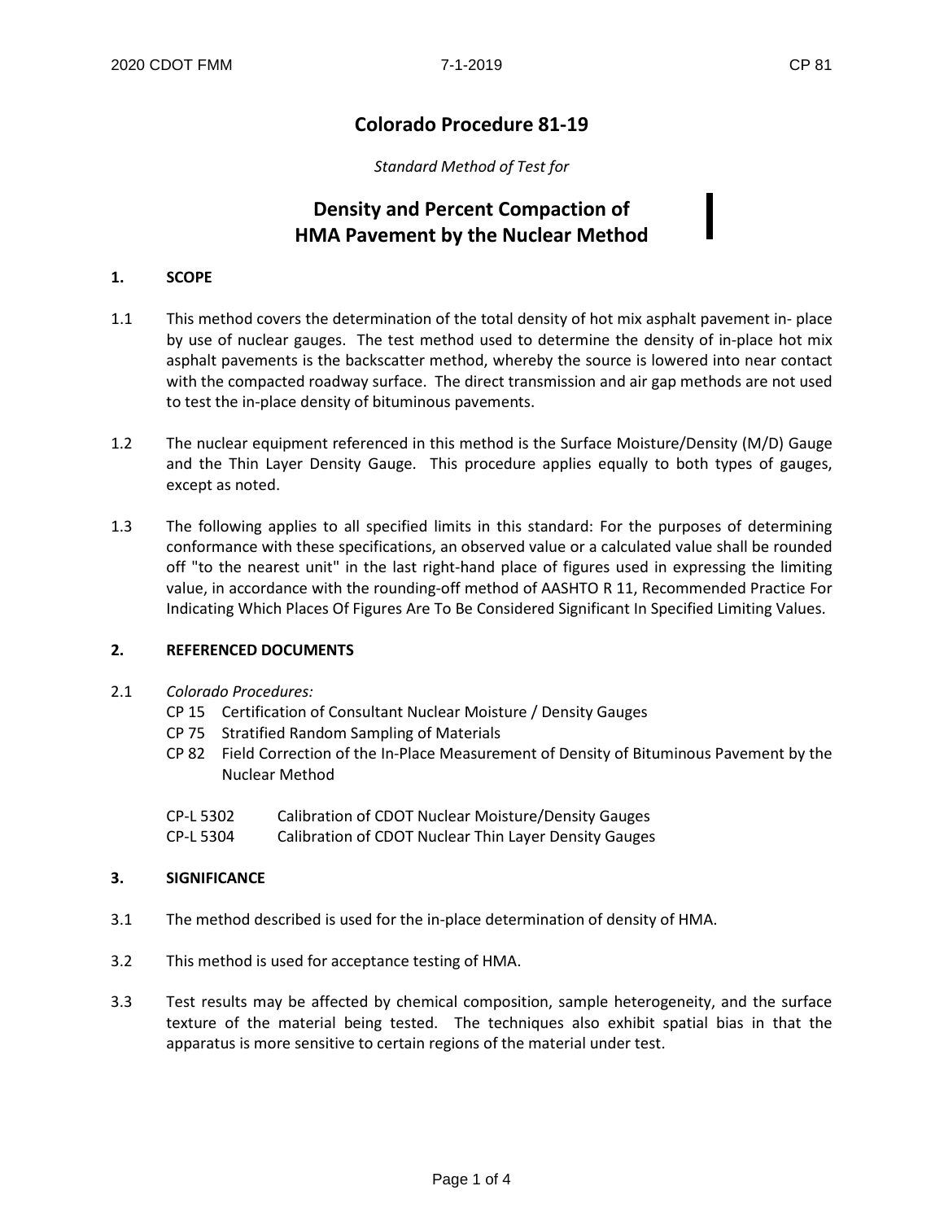# Colorado Procedure 81-19

*Standard Method of Test for*

# Density and Percent Compaction of HMA Pavement by the Nuclear Method

## 1. SCOPE

1.1 This method covers the determination of the total density of hot mix asphalt pavement in- place by use of nuclear gauges. The test method used to determine the density of in-place hot mix asphalt pavements is the backscatter method, whereby the source is lowered into near contact with the compacted roadway surface. The direct transmission and air gap methods are not used to test the in-place density of bituminous pavements.

1.2 The nuclear equipment referenced in this method is the Surface Moisture/Density (M/D) Gauge and the Thin Layer Density Gauge. This procedure applies equally to both types of gauges, except as noted.

1.3 The following applies to all specified limits in this standard: For the purposes of determining conformance with these specifications, an observed value or a calculated value shall be rounded off "to the nearest unit" in the last right-hand place of figures used in expressing the limiting value, in accordance with the rounding-off method of AASHTO R 11, Recommended Practice For Indicating Which Places Of Figures Are To Be Considered Significant In Specified Limiting Values.

## 2. REFERENCED DOCUMENTS

2.1 *Colorado Procedures:*

- CP 15 Certification of Consultant Nuclear Moisture / Density Gauges
- CP 75 Stratified Random Sampling of Materials
- CP 82 Field Correction of the In-Place Measurement of Density of Bituminous Pavement by the Nuclear Method

- CP-L 5302 Calibration of CDOT Nuclear Moisture/Density Gauges
- CP-L 5304 Calibration of CDOT Nuclear Thin Layer Density Gauges

## 3. SIGNIFICANCE

3.1 The method described is used for the in-place determination of density of HMA.

3.2 This method is used for acceptance testing of HMA.

3.3 Test results may be affected by chemical composition, sample heterogeneity, and the surface texture of the material being tested. The techniques also exhibit spatial bias in that the apparatus is more sensitive to certain regions of the material under test.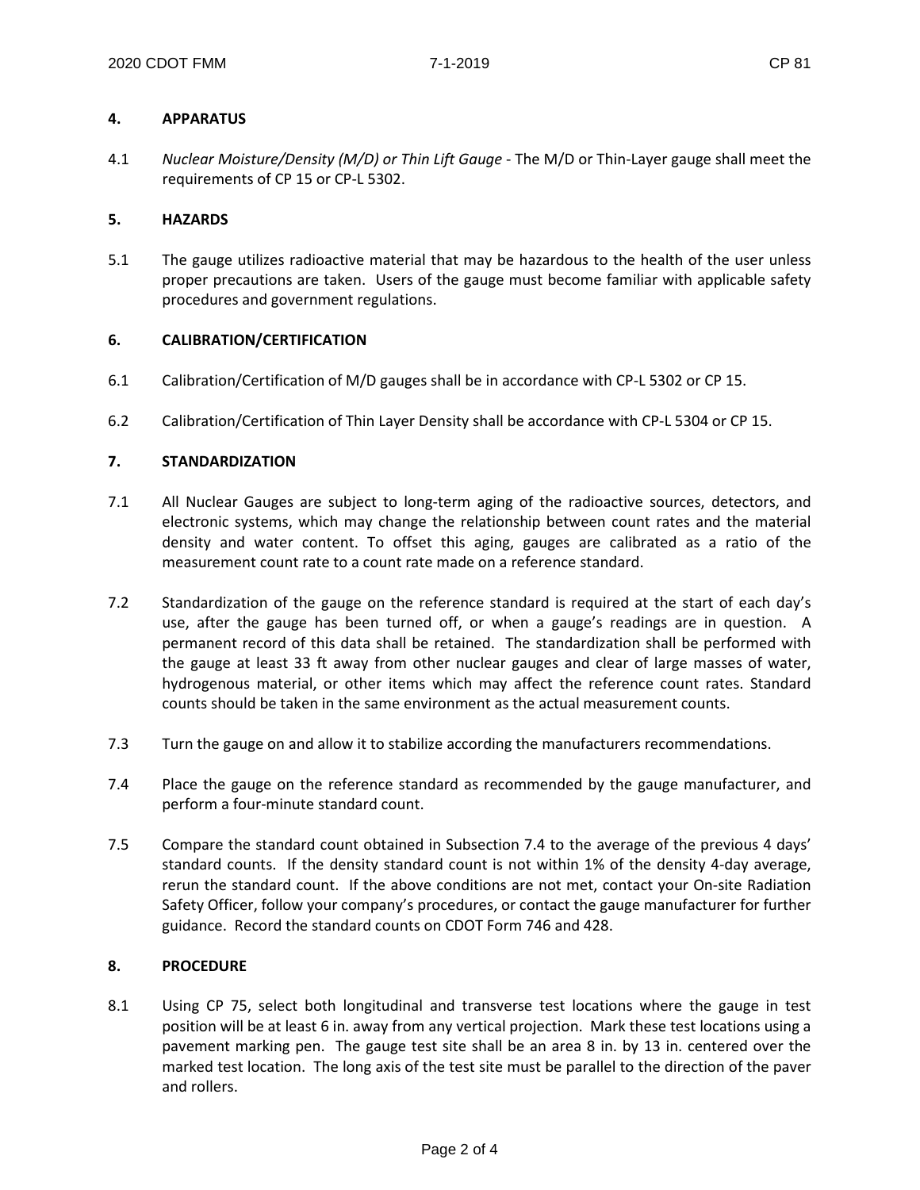## 4. APPARATUS

4.1 *Nuclear Moisture/Density (M/D) or Thin Lift Gauge* - The M/D or Thin-Layer gauge shall meet the requirements of CP 15 or CP-L 5302.

## 5. HAZARDS

5.1 The gauge utilizes radioactive material that may be hazardous to the health of the user unless proper precautions are taken. Users of the gauge must become familiar with applicable safety procedures and government regulations.

## 6. CALIBRATION/CERTIFICATION

6.1 Calibration/Certification of M/D gauges shall be in accordance with CP-L 5302 or CP 15.

6.2 Calibration/Certification of Thin Layer Density shall be accordance with CP-L 5304 or CP 15.

## 7. STANDARDIZATION

7.1 All Nuclear Gauges are subject to long-term aging of the radioactive sources, detectors, and electronic systems, which may change the relationship between count rates and the material density and water content. To offset this aging, gauges are calibrated as a ratio of the measurement count rate to a count rate made on a reference standard.

7.2 Standardization of the gauge on the reference standard is required at the start of each day's use, after the gauge has been turned off, or when a gauge's readings are in question. A permanent record of this data shall be retained. The standardization shall be performed with the gauge at least 33 ft away from other nuclear gauges and clear of large masses of water, hydrogenous material, or other items which may affect the reference count rates. Standard counts should be taken in the same environment as the actual measurement counts.

7.3 Turn the gauge on and allow it to stabilize according the manufacturers recommendations.

7.4 Place the gauge on the reference standard as recommended by the gauge manufacturer, and perform a four-minute standard count.

7.5 Compare the standard count obtained in Subsection 7.4 to the average of the previous 4 days' standard counts. If the density standard count is not within 1% of the density 4-day average, rerun the standard count. If the above conditions are not met, contact your On-site Radiation Safety Officer, follow your company's procedures, or contact the gauge manufacturer for further guidance. Record the standard counts on CDOT Form 746 and 428.

## 8. PROCEDURE

8.1 Using CP 75, select both longitudinal and transverse test locations where the gauge in test position will be at least 6 in. away from any vertical projection. Mark these test locations using a pavement marking pen. The gauge test site shall be an area 8 in. by 13 in. centered over the marked test location. The long axis of the test site must be parallel to the direction of the paver and rollers.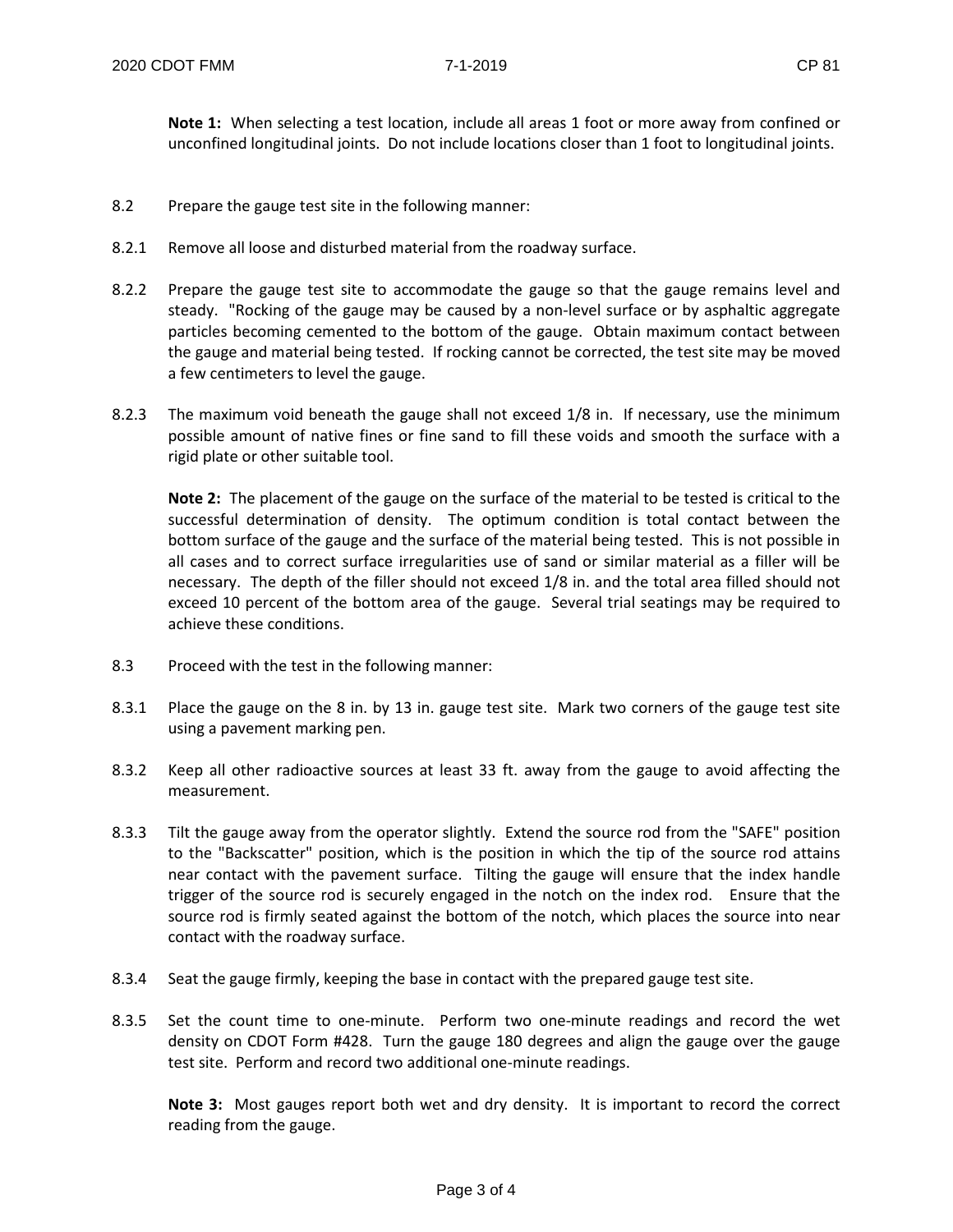**Note 1:** When selecting a test location, include all areas 1 foot or more away from confined or unconfined longitudinal joints. Do not include locations closer than 1 foot to longitudinal joints.

8.2 Prepare the gauge test site in the following manner:

8.2.1 Remove all loose and disturbed material from the roadway surface.

8.2.2 Prepare the gauge test site to accommodate the gauge so that the gauge remains level and steady. "Rocking of the gauge may be caused by a non-level surface or by asphaltic aggregate particles becoming cemented to the bottom of the gauge. Obtain maximum contact between the gauge and material being tested. If rocking cannot be corrected, the test site may be moved a few centimeters to level the gauge.

8.2.3 The maximum void beneath the gauge shall not exceed 1/8 in. If necessary, use the minimum possible amount of native fines or fine sand to fill these voids and smooth the surface with a rigid plate or other suitable tool.

**Note 2:** The placement of the gauge on the surface of the material to be tested is critical to the successful determination of density. The optimum condition is total contact between the bottom surface of the gauge and the surface of the material being tested. This is not possible in all cases and to correct surface irregularities use of sand or similar material as a filler will be necessary. The depth of the filler should not exceed 1/8 in. and the total area filled should not exceed 10 percent of the bottom area of the gauge. Several trial seatings may be required to achieve these conditions.

8.3 Proceed with the test in the following manner:

8.3.1 Place the gauge on the 8 in. by 13 in. gauge test site. Mark two corners of the gauge test site using a pavement marking pen.

8.3.2 Keep all other radioactive sources at least 33 ft. away from the gauge to avoid affecting the measurement.

8.3.3 Tilt the gauge away from the operator slightly. Extend the source rod from the "SAFE" position to the "Backscatter" position, which is the position in which the tip of the source rod attains near contact with the pavement surface. Tilting the gauge will ensure that the index handle trigger of the source rod is securely engaged in the notch on the index rod. Ensure that the source rod is firmly seated against the bottom of the notch, which places the source into near contact with the roadway surface.

8.3.4 Seat the gauge firmly, keeping the base in contact with the prepared gauge test site.

8.3.5 Set the count time to one-minute. Perform two one-minute readings and record the wet density on CDOT Form #428. Turn the gauge 180 degrees and align the gauge over the gauge test site. Perform and record two additional one-minute readings.

**Note 3:** Most gauges report both wet and dry density. It is important to record the correct reading from the gauge.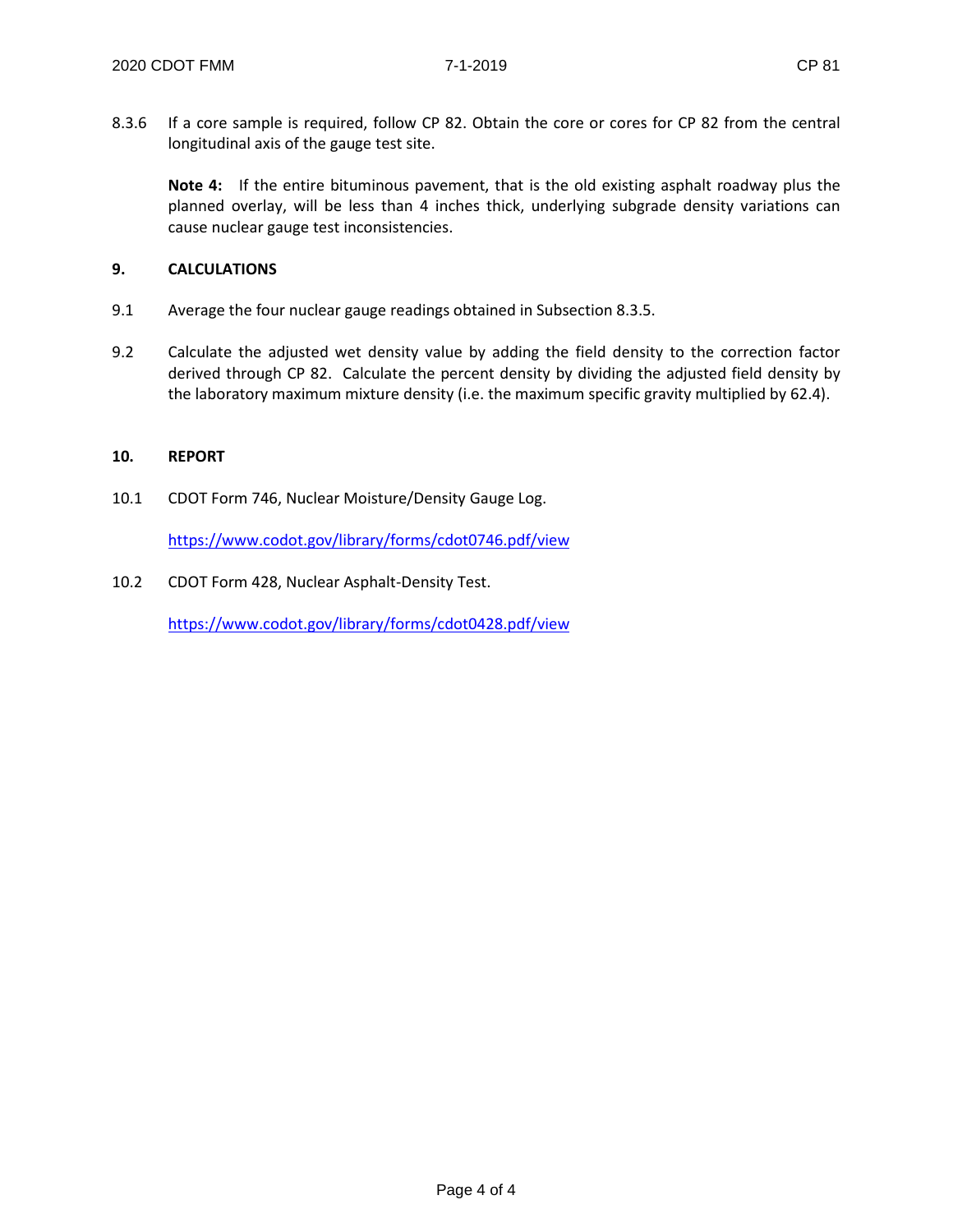8.3.6 If a core sample is required, follow CP 82. Obtain the core or cores for CP 82 from the central longitudinal axis of the gauge test site.

**Note 4:** If the entire bituminous pavement, that is the old existing asphalt roadway plus the planned overlay, will be less than 4 inches thick, underlying subgrade density variations can cause nuclear gauge test inconsistencies.

## 9. CALCULATIONS

9.1 Average the four nuclear gauge readings obtained in Subsection 8.3.5.

9.2 Calculate the adjusted wet density value by adding the field density to the correction factor derived through CP 82. Calculate the percent density by dividing the adjusted field density by the laboratory maximum mixture density (i.e. the maximum specific gravity multiplied by 62.4).

## 10. REPORT

10.1 CDOT Form 746, Nuclear Moisture/Density Gauge Log.

https://www.codot.gov/library/forms/cdot0746.pdf/view

10.2 CDOT Form 428, Nuclear Asphalt-Density Test.

https://www.codot.gov/library/forms/cdot0428.pdf/view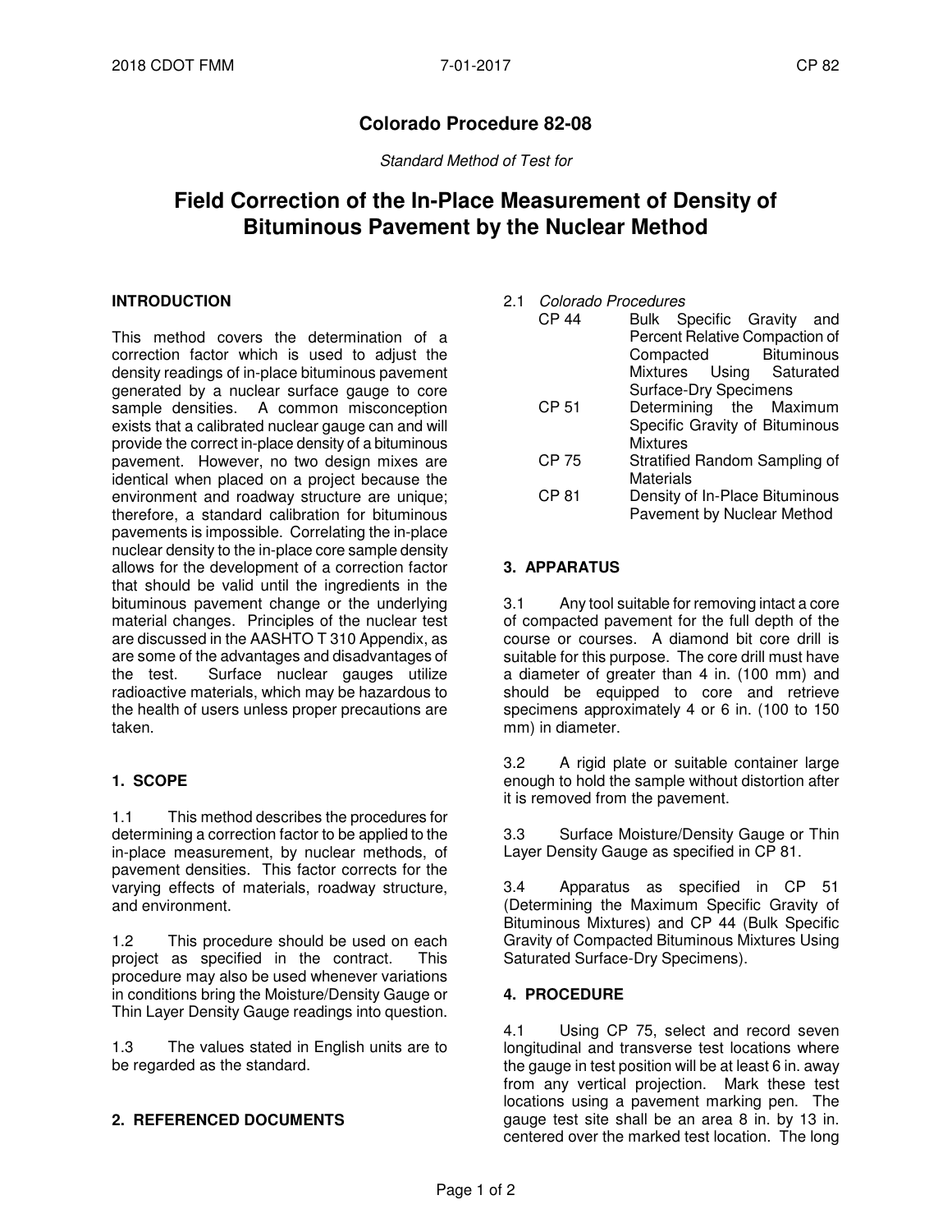# Colorado Procedure 82-08

*Standard Method of Test for*

## Field Correction of the In-Place Measurement of Density of Bituminous Pavement by the Nuclear Method

### INTRODUCTION

This method covers the determination of a correction factor which is used to adjust the density readings of in-place bituminous pavement generated by a nuclear surface gauge to core sample densities. A common misconception exists that a calibrated nuclear gauge can and will provide the correct in-place density of a bituminous pavement. However, no two design mixes are identical when placed on a project because the environment and roadway structure are unique; therefore, a standard calibration for bituminous pavements is impossible. Correlating the in-place nuclear density to the in-place core sample density allows for the development of a correction factor that should be valid until the ingredients in the bituminous pavement change or the underlying material changes. Principles of the nuclear test are discussed in the AASHTO T 310 Appendix, as are some of the advantages and disadvantages of the test. Surface nuclear gauges utilize radioactive materials, which may be hazardous to the health of users unless proper precautions are taken.

### 1. SCOPE

1.1 This method describes the procedures for determining a correction factor to be applied to the in-place measurement, by nuclear methods, of pavement densities. This factor corrects for the varying effects of materials, roadway structure, and environment.

1.2 This procedure should be used on each project as specified in the contract. This procedure may also be used whenever variations in conditions bring the Moisture/Density Gauge or Thin Layer Density Gauge readings into question.

1.3 The values stated in English units are to be regarded as the standard.

### 2. REFERENCED DOCUMENTS

2.1 *Colorado Procedures*

| | |
|---|---|
| CP 44 | Bulk Specific Gravity and Percent Relative Compaction of Compacted Bituminous Mixtures Using Saturated Surface-Dry Specimens |
| CP 51 | Determining the Maximum Specific Gravity of Bituminous Mixtures |
| CP 75 | Stratified Random Sampling of Materials |
| CP 81 | Density of In-Place Bituminous Pavement by Nuclear Method |

### 3. APPARATUS

3.1 Any tool suitable for removing intact a core of compacted pavement for the full depth of the course or courses. A diamond bit core drill is suitable for this purpose. The core drill must have a diameter of greater than 4 in. (100 mm) and should be equipped to core and retrieve specimens approximately 4 or 6 in. (100 to 150 mm) in diameter.

3.2 A rigid plate or suitable container large enough to hold the sample without distortion after it is removed from the pavement.

3.3 Surface Moisture/Density Gauge or Thin Layer Density Gauge as specified in CP 81.

3.4 Apparatus as specified in CP 51 (Determining the Maximum Specific Gravity of Bituminous Mixtures) and CP 44 (Bulk Specific Gravity of Compacted Bituminous Mixtures Using Saturated Surface-Dry Specimens).

### 4. PROCEDURE

4.1 Using CP 75, select and record seven longitudinal and transverse test locations where the gauge in test position will be at least 6 in. away from any vertical projection. Mark these test locations using a pavement marking pen. The gauge test site shall be an area 8 in. by 13 in. centered over the marked test location. The long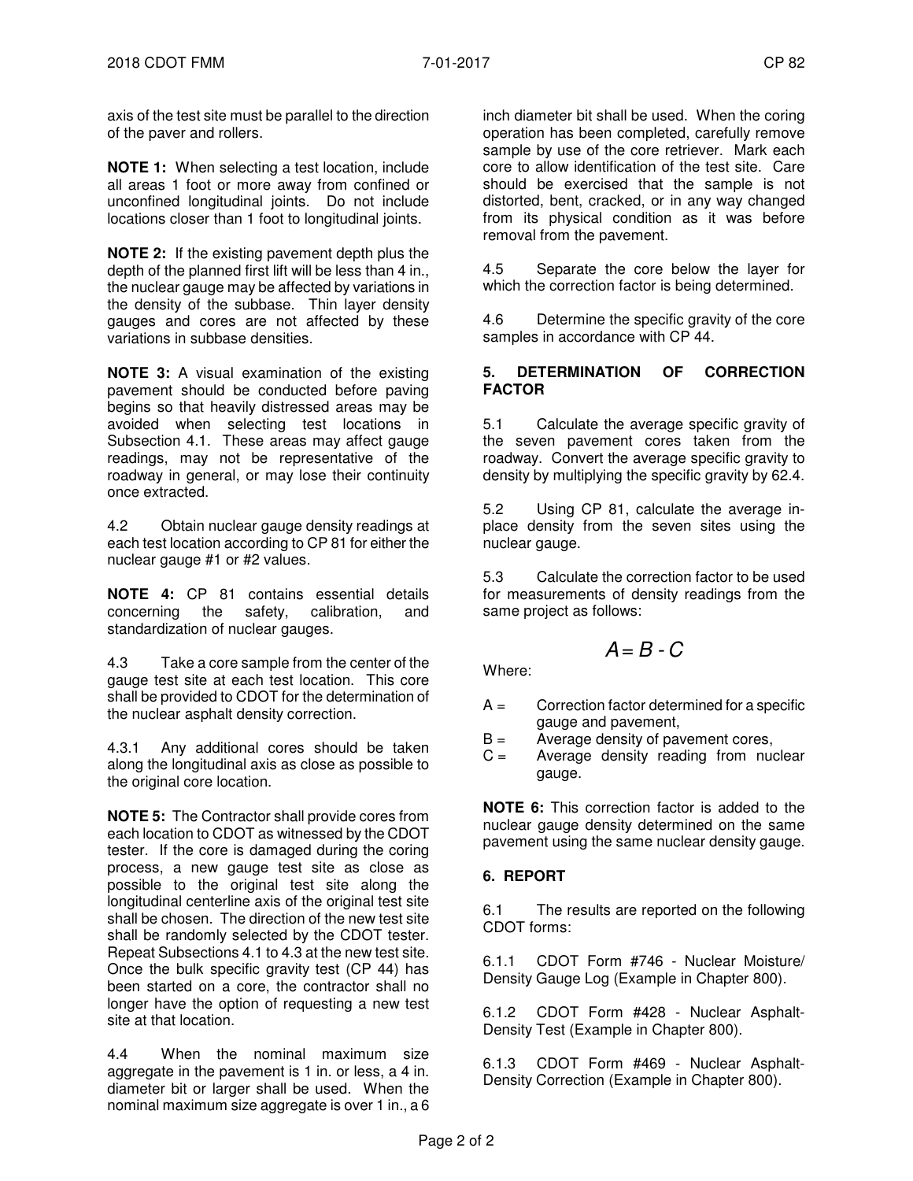axis of the test site must be parallel to the direction of the paver and rollers.

**NOTE 1:** When selecting a test location, include all areas 1 foot or more away from confined or unconfined longitudinal joints. Do not include locations closer than 1 foot to longitudinal joints.

**NOTE 2:** If the existing pavement depth plus the depth of the planned first lift will be less than 4 in., the nuclear gauge may be affected by variations in the density of the subbase. Thin layer density gauges and cores are not affected by these variations in subbase densities.

**NOTE 3:** A visual examination of the existing pavement should be conducted before paving begins so that heavily distressed areas may be avoided when selecting test locations in Subsection 4.1. These areas may affect gauge readings, may not be representative of the roadway in general, or may lose their continuity once extracted.

4.2 Obtain nuclear gauge density readings at each test location according to CP 81 for either the nuclear gauge #1 or #2 values.

**NOTE 4:** CP 81 contains essential details concerning the safety, calibration, and standardization of nuclear gauges.

4.3 Take a core sample from the center of the gauge test site at each test location. This core shall be provided to CDOT for the determination of the nuclear asphalt density correction.

4.3.1 Any additional cores should be taken along the longitudinal axis as close as possible to the original core location.

**NOTE 5:** The Contractor shall provide cores from each location to CDOT as witnessed by the CDOT tester. If the core is damaged during the coring process, a new gauge test site as close as possible to the original test site along the longitudinal centerline axis of the original test site shall be chosen. The direction of the new test site shall be randomly selected by the CDOT tester. Repeat Subsections 4.1 to 4.3 at the new test site. Once the bulk specific gravity test (CP 44) has been started on a core, the contractor shall no longer have the option of requesting a new test site at that location.

4.4 When the nominal maximum size aggregate in the pavement is 1 in. or less, a 4 in. diameter bit or larger shall be used. When the nominal maximum size aggregate is over 1 in., a 6 inch diameter bit shall be used. When the coring operation has been completed, carefully remove sample by use of the core retriever. Mark each core to allow identification of the test site. Care should be exercised that the sample is not distorted, bent, cracked, or in any way changed from its physical condition as it was before removal from the pavement.

4.5 Separate the core below the layer for which the correction factor is being determined.

4.6 Determine the specific gravity of the core samples in accordance with CP 44.

## 5. DETERMINATION OF CORRECTION FACTOR

5.1 Calculate the average specific gravity of the seven pavement cores taken from the roadway. Convert the average specific gravity to density by multiplying the specific gravity by 62.4.

5.2 Using CP 81, calculate the average in-place density from the seven sites using the nuclear gauge.

5.3 Calculate the correction factor to be used for measurements of density readings from the same project as follows:

$$A = B - C$$

Where:

- A = Correction factor determined for a specific gauge and pavement,
- B = Average density of pavement cores,
- C = Average density reading from nuclear gauge.

**NOTE 6:** This correction factor is added to the nuclear gauge density determined on the same pavement using the same nuclear density gauge.

## 6. REPORT

6.1 The results are reported on the following CDOT forms:

6.1.1 CDOT Form #746 - Nuclear Moisture/ Density Gauge Log (Example in Chapter 800).

6.1.2 CDOT Form #428 - Nuclear Asphalt-Density Test (Example in Chapter 800).

6.1.3 CDOT Form #469 - Nuclear Asphalt-Density Correction (Example in Chapter 800).